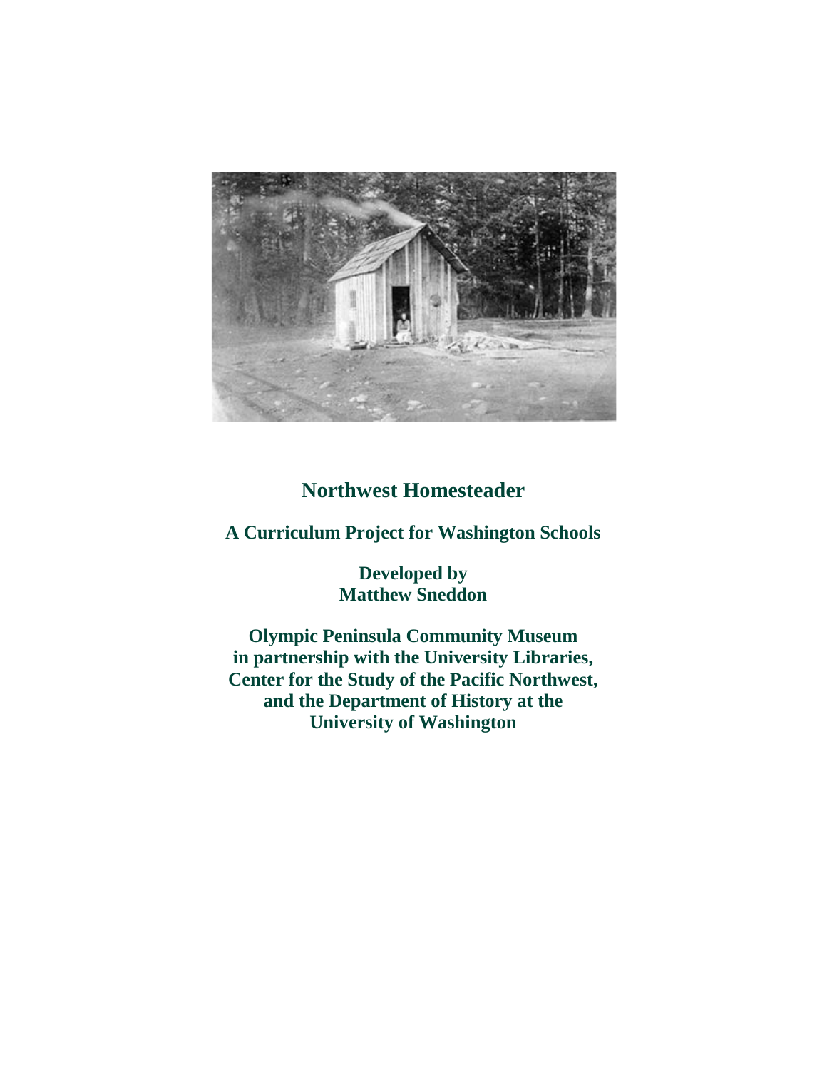# Northwest Homesteader

## A Curriculum Project for Washington Schools

**Developed by**
**Matthew Sneddon**

**Olympic Peninsula Community Museum**
**in partnership with the University Libraries,**
**Center for the Study of the Pacific Northwest,**
**and the Department of History at the**
**University of Washington**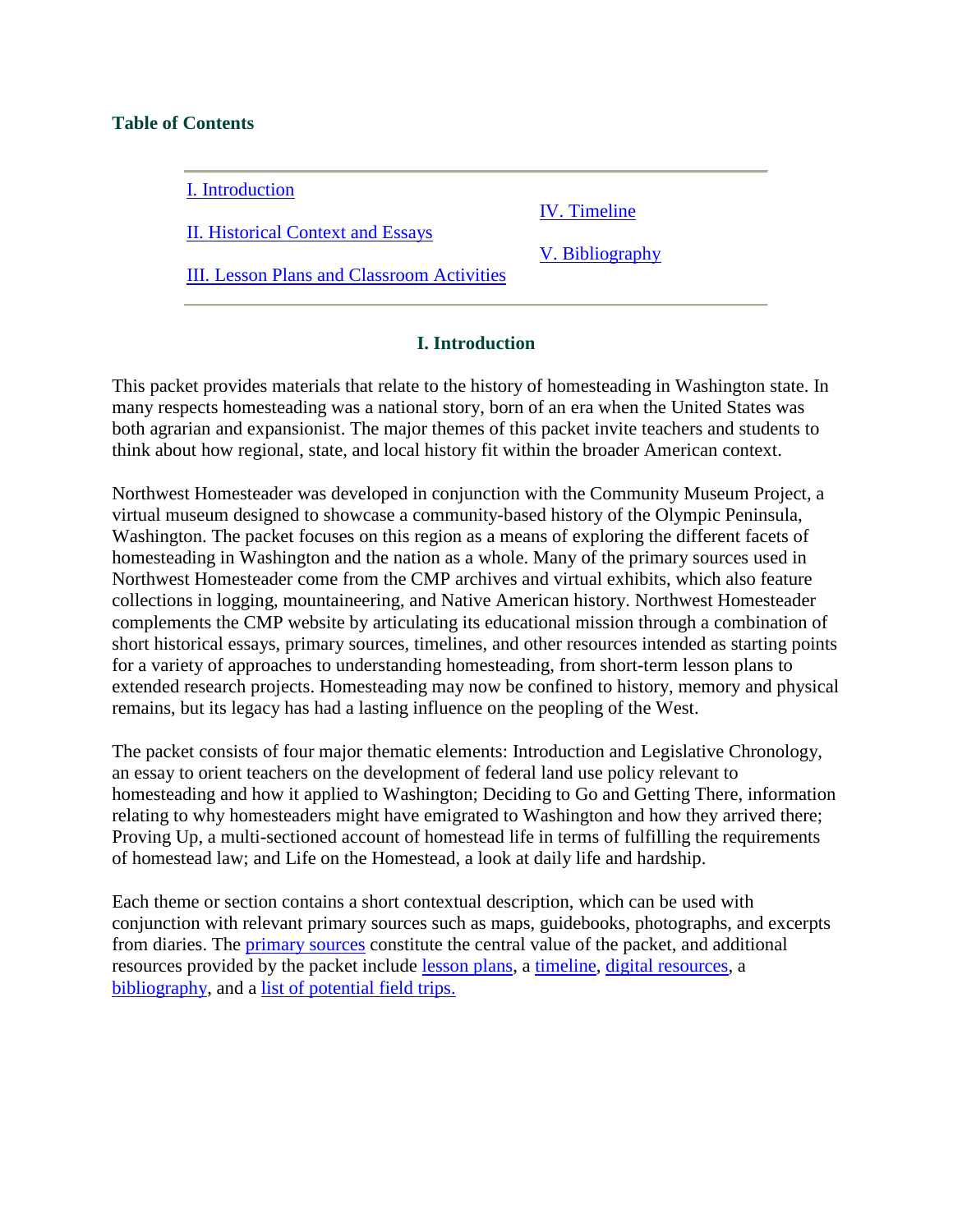**Table of Contents**

- I. Introduction
- II. Historical Context and Essays
- III. Lesson Plans and Classroom Activities
- IV. Timeline
- V. Bibliography

## I. Introduction

This packet provides materials that relate to the history of homesteading in Washington state. In many respects homesteading was a national story, born of an era when the United States was both agrarian and expansionist. The major themes of this packet invite teachers and students to think about how regional, state, and local history fit within the broader American context.

Northwest Homesteader was developed in conjunction with the Community Museum Project, a virtual museum designed to showcase a community-based history of the Olympic Peninsula, Washington. The packet focuses on this region as a means of exploring the different facets of homesteading in Washington and the nation as a whole. Many of the primary sources used in Northwest Homesteader come from the CMP archives and virtual exhibits, which also feature collections in logging, mountaineering, and Native American history. Northwest Homesteader complements the CMP website by articulating its educational mission through a combination of short historical essays, primary sources, timelines, and other resources intended as starting points for a variety of approaches to understanding homesteading, from short-term lesson plans to extended research projects. Homesteading may now be confined to history, memory and physical remains, but its legacy has had a lasting influence on the peopling of the West.

The packet consists of four major thematic elements: Introduction and Legislative Chronology, an essay to orient teachers on the development of federal land use policy relevant to homesteading and how it applied to Washington; Deciding to Go and Getting There, information relating to why homesteaders might have emigrated to Washington and how they arrived there; Proving Up, a multi-sectioned account of homestead life in terms of fulfilling the requirements of homestead law; and Life on the Homestead, a look at daily life and hardship.

Each theme or section contains a short contextual description, which can be used with conjunction with relevant primary sources such as maps, guidebooks, photographs, and excerpts from diaries. The primary sources constitute the central value of the packet, and additional resources provided by the packet include lesson plans, a timeline, digital resources, a bibliography, and a list of potential field trips.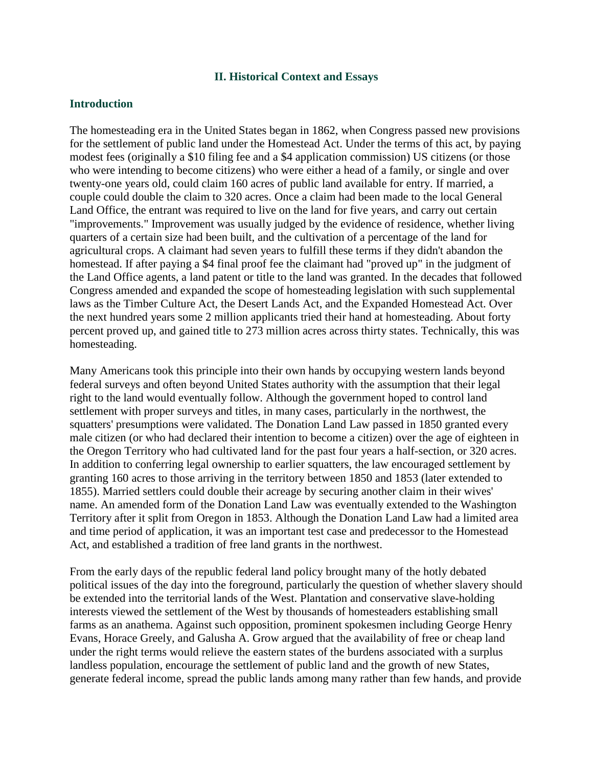## II. Historical Context and Essays

### Introduction

The homesteading era in the United States began in 1862, when Congress passed new provisions for the settlement of public land under the Homestead Act. Under the terms of this act, by paying modest fees (originally a $10 filing fee and a $4 application commission) US citizens (or those who were intending to become citizens) who were either a head of a family, or single and over twenty-one years old, could claim 160 acres of public land available for entry. If married, a couple could double the claim to 320 acres. Once a claim had been made to the local General Land Office, the entrant was required to live on the land for five years, and carry out certain "improvements." Improvement was usually judged by the evidence of residence, whether living quarters of a certain size had been built, and the cultivation of a percentage of the land for agricultural crops. A claimant had seven years to fulfill these terms if they didn't abandon the homestead. If after paying a $4 final proof fee the claimant had "proved up" in the judgment of the Land Office agents, a land patent or title to the land was granted. In the decades that followed Congress amended and expanded the scope of homesteading legislation with such supplemental laws as the Timber Culture Act, the Desert Lands Act, and the Expanded Homestead Act. Over the next hundred years some 2 million applicants tried their hand at homesteading. About forty percent proved up, and gained title to 273 million acres across thirty states. Technically, this was homesteading.

Many Americans took this principle into their own hands by occupying western lands beyond federal surveys and often beyond United States authority with the assumption that their legal right to the land would eventually follow. Although the government hoped to control land settlement with proper surveys and titles, in many cases, particularly in the northwest, the squatters' presumptions were validated. The Donation Land Law passed in 1850 granted every male citizen (or who had declared their intention to become a citizen) over the age of eighteen in the Oregon Territory who had cultivated land for the past four years a half-section, or 320 acres. In addition to conferring legal ownership to earlier squatters, the law encouraged settlement by granting 160 acres to those arriving in the territory between 1850 and 1853 (later extended to 1855). Married settlers could double their acreage by securing another claim in their wives' name. An amended form of the Donation Land Law was eventually extended to the Washington Territory after it split from Oregon in 1853. Although the Donation Land Law had a limited area and time period of application, it was an important test case and predecessor to the Homestead Act, and established a tradition of free land grants in the northwest.

From the early days of the republic federal land policy brought many of the hotly debated political issues of the day into the foreground, particularly the question of whether slavery should be extended into the territorial lands of the West. Plantation and conservative slave-holding interests viewed the settlement of the West by thousands of homesteaders establishing small farms as an anathema. Against such opposition, prominent spokesmen including George Henry Evans, Horace Greely, and Galusha A. Grow argued that the availability of free or cheap land under the right terms would relieve the eastern states of the burdens associated with a surplus landless population, encourage the settlement of public land and the growth of new States, generate federal income, spread the public lands among many rather than few hands, and provide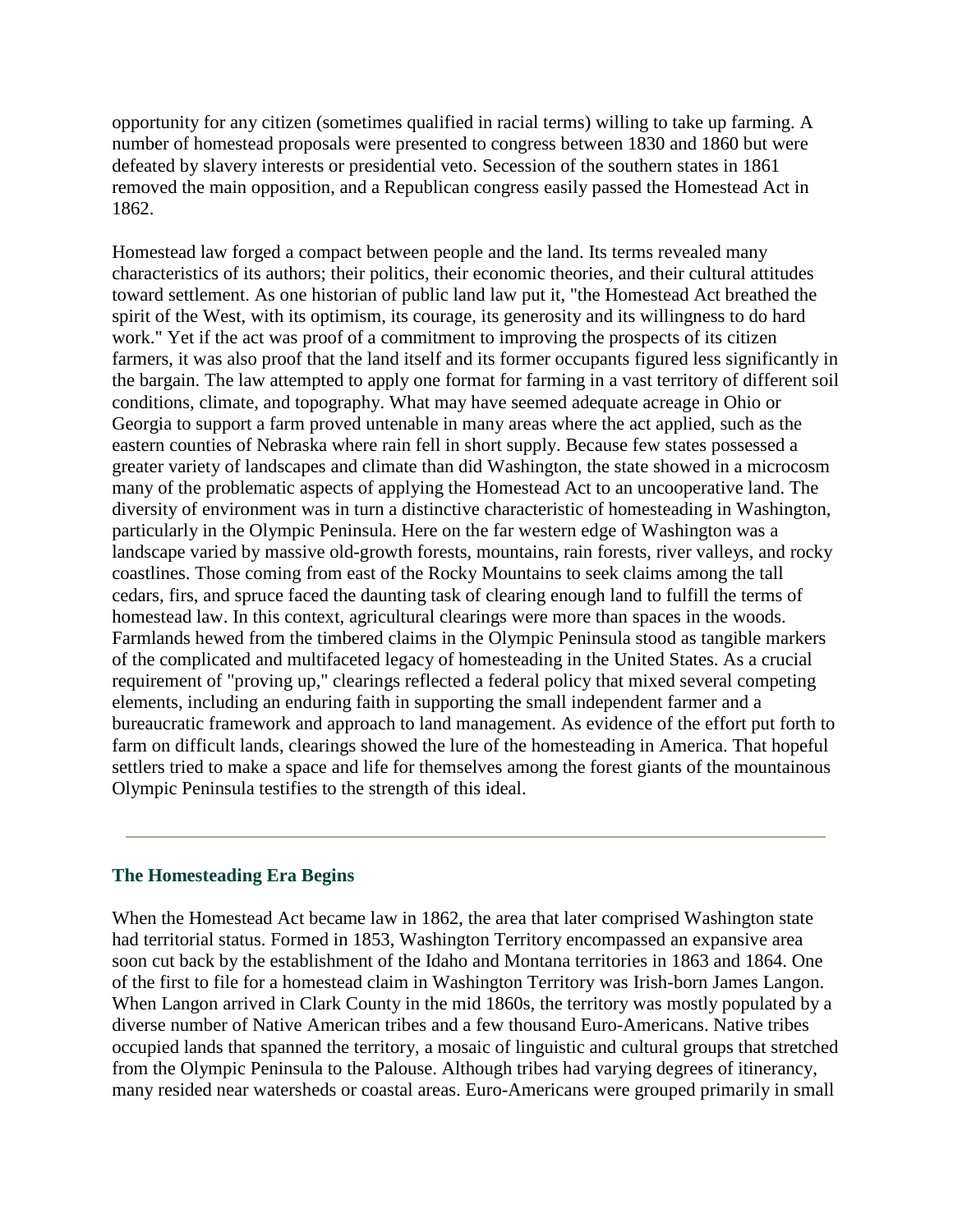opportunity for any citizen (sometimes qualified in racial terms) willing to take up farming. A number of homestead proposals were presented to congress between 1830 and 1860 but were defeated by slavery interests or presidential veto. Secession of the southern states in 1861 removed the main opposition, and a Republican congress easily passed the Homestead Act in 1862.

Homestead law forged a compact between people and the land. Its terms revealed many characteristics of its authors; their politics, their economic theories, and their cultural attitudes toward settlement. As one historian of public land law put it, "the Homestead Act breathed the spirit of the West, with its optimism, its courage, its generosity and its willingness to do hard work." Yet if the act was proof of a commitment to improving the prospects of its citizen farmers, it was also proof that the land itself and its former occupants figured less significantly in the bargain. The law attempted to apply one format for farming in a vast territory of different soil conditions, climate, and topography. What may have seemed adequate acreage in Ohio or Georgia to support a farm proved untenable in many areas where the act applied, such as the eastern counties of Nebraska where rain fell in short supply. Because few states possessed a greater variety of landscapes and climate than did Washington, the state showed in a microcosm many of the problematic aspects of applying the Homestead Act to an uncooperative land. The diversity of environment was in turn a distinctive characteristic of homesteading in Washington, particularly in the Olympic Peninsula. Here on the far western edge of Washington was a landscape varied by massive old-growth forests, mountains, rain forests, river valleys, and rocky coastlines. Those coming from east of the Rocky Mountains to seek claims among the tall cedars, firs, and spruce faced the daunting task of clearing enough land to fulfill the terms of homestead law. In this context, agricultural clearings were more than spaces in the woods. Farmlands hewed from the timbered claims in the Olympic Peninsula stood as tangible markers of the complicated and multifaceted legacy of homesteading in the United States. As a crucial requirement of "proving up," clearings reflected a federal policy that mixed several competing elements, including an enduring faith in supporting the small independent farmer and a bureaucratic framework and approach to land management. As evidence of the effort put forth to farm on difficult lands, clearings showed the lure of the homesteading in America. That hopeful settlers tried to make a space and life for themselves among the forest giants of the mountainous Olympic Peninsula testifies to the strength of this ideal.

---

### The Homesteading Era Begins

When the Homestead Act became law in 1862, the area that later comprised Washington state had territorial status. Formed in 1853, Washington Territory encompassed an expansive area soon cut back by the establishment of the Idaho and Montana territories in 1863 and 1864. One of the first to file for a homestead claim in Washington Territory was Irish-born James Langon. When Langon arrived in Clark County in the mid 1860s, the territory was mostly populated by a diverse number of Native American tribes and a few thousand Euro-Americans. Native tribes occupied lands that spanned the territory, a mosaic of linguistic and cultural groups that stretched from the Olympic Peninsula to the Palouse. Although tribes had varying degrees of itinerancy, many resided near watersheds or coastal areas. Euro-Americans were grouped primarily in small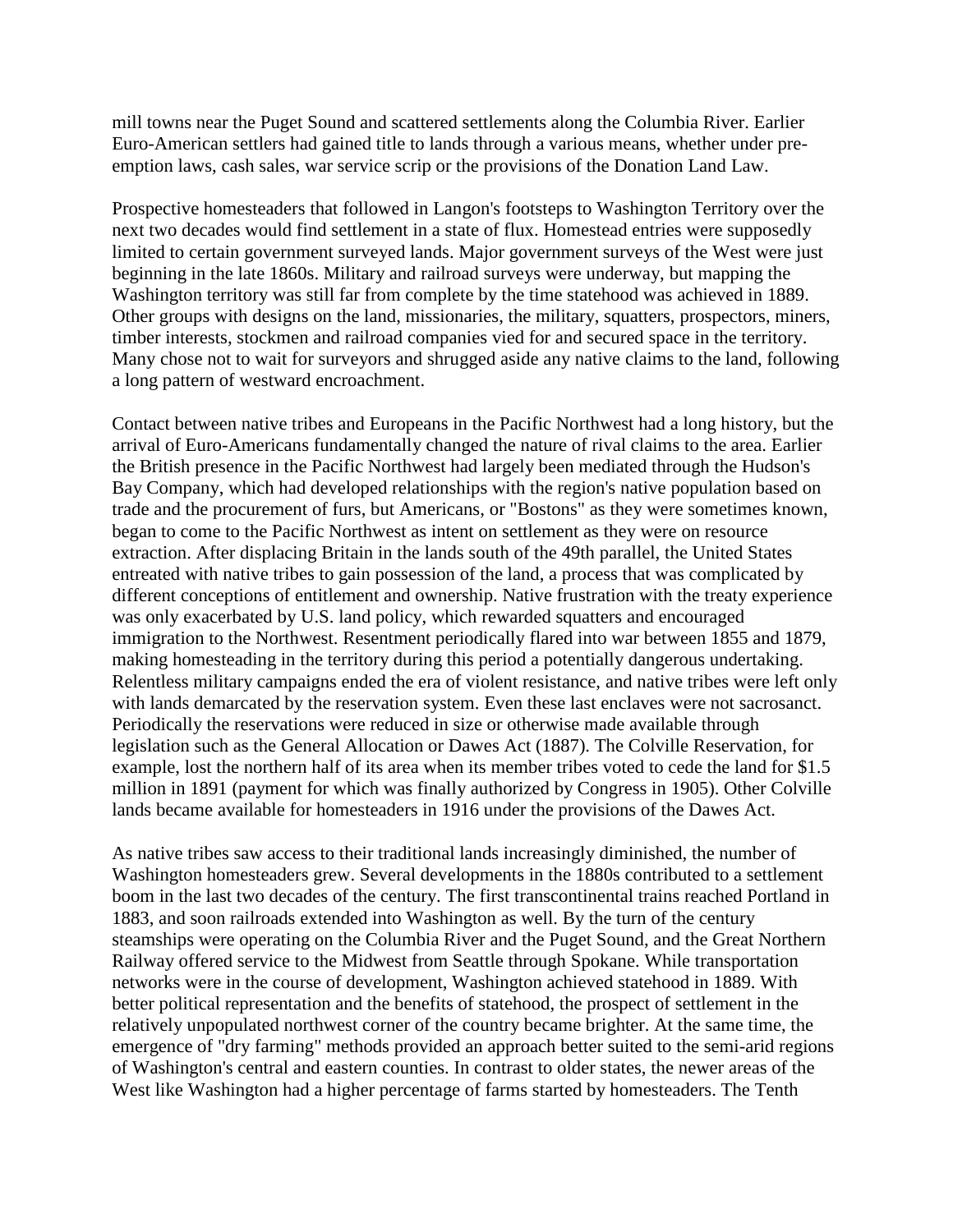mill towns near the Puget Sound and scattered settlements along the Columbia River. Earlier Euro-American settlers had gained title to lands through a various means, whether under pre-emption laws, cash sales, war service scrip or the provisions of the Donation Land Law.

Prospective homesteaders that followed in Langon's footsteps to Washington Territory over the next two decades would find settlement in a state of flux. Homestead entries were supposedly limited to certain government surveyed lands. Major government surveys of the West were just beginning in the late 1860s. Military and railroad surveys were underway, but mapping the Washington territory was still far from complete by the time statehood was achieved in 1889. Other groups with designs on the land, missionaries, the military, squatters, prospectors, miners, timber interests, stockmen and railroad companies vied for and secured space in the territory. Many chose not to wait for surveyors and shrugged aside any native claims to the land, following a long pattern of westward encroachment.

Contact between native tribes and Europeans in the Pacific Northwest had a long history, but the arrival of Euro-Americans fundamentally changed the nature of rival claims to the area. Earlier the British presence in the Pacific Northwest had largely been mediated through the Hudson's Bay Company, which had developed relationships with the region's native population based on trade and the procurement of furs, but Americans, or "Bostons" as they were sometimes known, began to come to the Pacific Northwest as intent on settlement as they were on resource extraction. After displacing Britain in the lands south of the 49th parallel, the United States entreated with native tribes to gain possession of the land, a process that was complicated by different conceptions of entitlement and ownership. Native frustration with the treaty experience was only exacerbated by U.S. land policy, which rewarded squatters and encouraged immigration to the Northwest. Resentment periodically flared into war between 1855 and 1879, making homesteading in the territory during this period a potentially dangerous undertaking. Relentless military campaigns ended the era of violent resistance, and native tribes were left only with lands demarcated by the reservation system. Even these last enclaves were not sacrosanct. Periodically the reservations were reduced in size or otherwise made available through legislation such as the General Allocation or Dawes Act (1887). The Colville Reservation, for example, lost the northern half of its area when its member tribes voted to cede the land for $1.5 million in 1891 (payment for which was finally authorized by Congress in 1905). Other Colville lands became available for homesteaders in 1916 under the provisions of the Dawes Act.

As native tribes saw access to their traditional lands increasingly diminished, the number of Washington homesteaders grew. Several developments in the 1880s contributed to a settlement boom in the last two decades of the century. The first transcontinental trains reached Portland in 1883, and soon railroads extended into Washington as well. By the turn of the century steamships were operating on the Columbia River and the Puget Sound, and the Great Northern Railway offered service to the Midwest from Seattle through Spokane. While transportation networks were in the course of development, Washington achieved statehood in 1889. With better political representation and the benefits of statehood, the prospect of settlement in the relatively unpopulated northwest corner of the country became brighter. At the same time, the emergence of "dry farming" methods provided an approach better suited to the semi-arid regions of Washington's central and eastern counties. In contrast to older states, the newer areas of the West like Washington had a higher percentage of farms started by homesteaders. The Tenth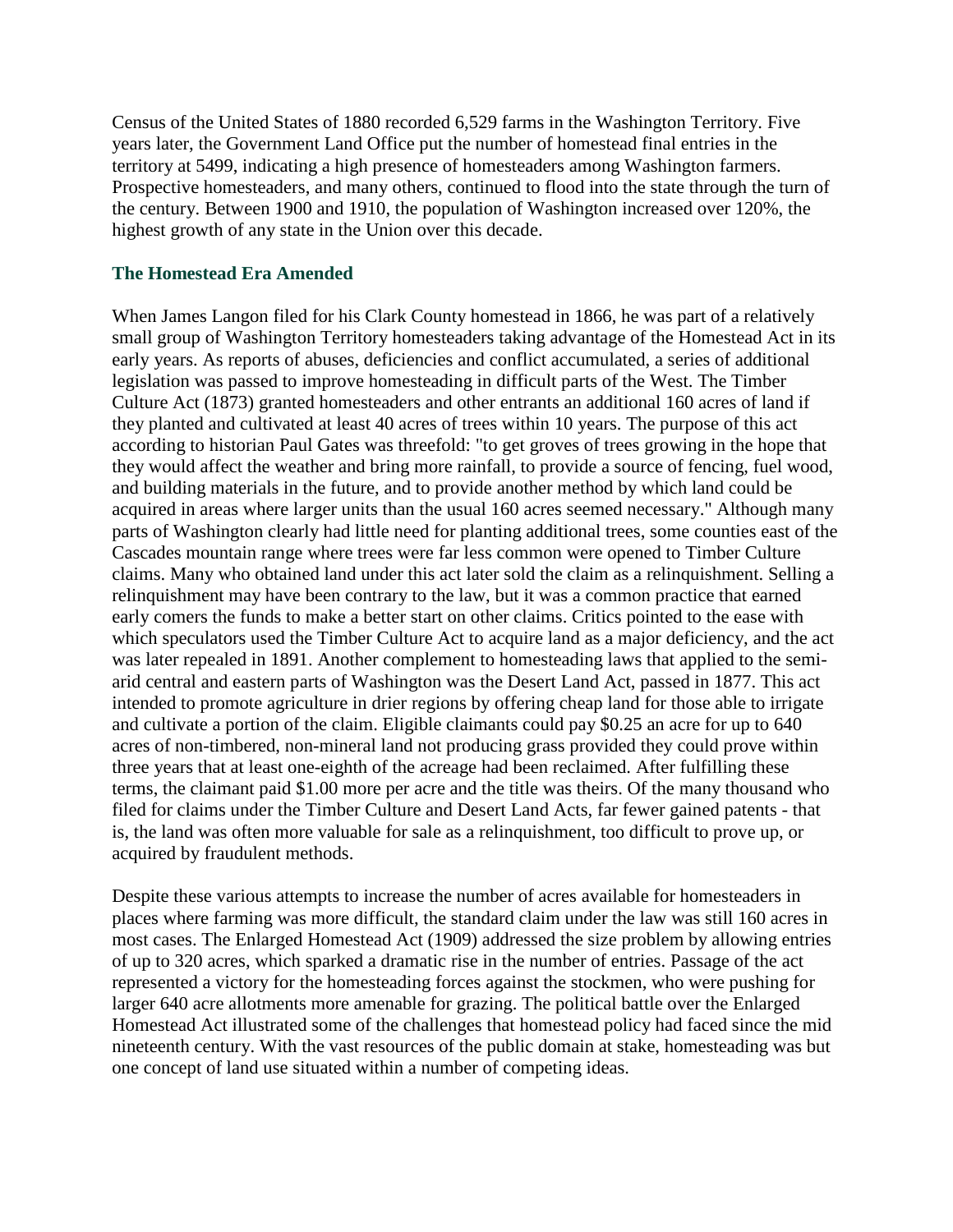Census of the United States of 1880 recorded 6,529 farms in the Washington Territory. Five years later, the Government Land Office put the number of homestead final entries in the territory at 5499, indicating a high presence of homesteaders among Washington farmers. Prospective homesteaders, and many others, continued to flood into the state through the turn of the century. Between 1900 and 1910, the population of Washington increased over 120%, the highest growth of any state in the Union over this decade.

### The Homestead Era Amended

When James Langon filed for his Clark County homestead in 1866, he was part of a relatively small group of Washington Territory homesteaders taking advantage of the Homestead Act in its early years. As reports of abuses, deficiencies and conflict accumulated, a series of additional legislation was passed to improve homesteading in difficult parts of the West. The Timber Culture Act (1873) granted homesteaders and other entrants an additional 160 acres of land if they planted and cultivated at least 40 acres of trees within 10 years. The purpose of this act according to historian Paul Gates was threefold: "to get groves of trees growing in the hope that they would affect the weather and bring more rainfall, to provide a source of fencing, fuel wood, and building materials in the future, and to provide another method by which land could be acquired in areas where larger units than the usual 160 acres seemed necessary." Although many parts of Washington clearly had little need for planting additional trees, some counties east of the Cascades mountain range where trees were far less common were opened to Timber Culture claims. Many who obtained land under this act later sold the claim as a relinquishment. Selling a relinquishment may have been contrary to the law, but it was a common practice that earned early comers the funds to make a better start on other claims. Critics pointed to the ease with which speculators used the Timber Culture Act to acquire land as a major deficiency, and the act was later repealed in 1891. Another complement to homesteading laws that applied to the semi-arid central and eastern parts of Washington was the Desert Land Act, passed in 1877. This act intended to promote agriculture in drier regions by offering cheap land for those able to irrigate and cultivate a portion of the claim. Eligible claimants could pay $0.25 an acre for up to 640 acres of non-timbered, non-mineral land not producing grass provided they could prove within three years that at least one-eighth of the acreage had been reclaimed. After fulfilling these terms, the claimant paid $1.00 more per acre and the title was theirs. Of the many thousand who filed for claims under the Timber Culture and Desert Land Acts, far fewer gained patents - that is, the land was often more valuable for sale as a relinquishment, too difficult to prove up, or acquired by fraudulent methods.

Despite these various attempts to increase the number of acres available for homesteaders in places where farming was more difficult, the standard claim under the law was still 160 acres in most cases. The Enlarged Homestead Act (1909) addressed the size problem by allowing entries of up to 320 acres, which sparked a dramatic rise in the number of entries. Passage of the act represented a victory for the homesteading forces against the stockmen, who were pushing for larger 640 acre allotments more amenable for grazing. The political battle over the Enlarged Homestead Act illustrated some of the challenges that homestead policy had faced since the mid nineteenth century. With the vast resources of the public domain at stake, homesteading was but one concept of land use situated within a number of competing ideas.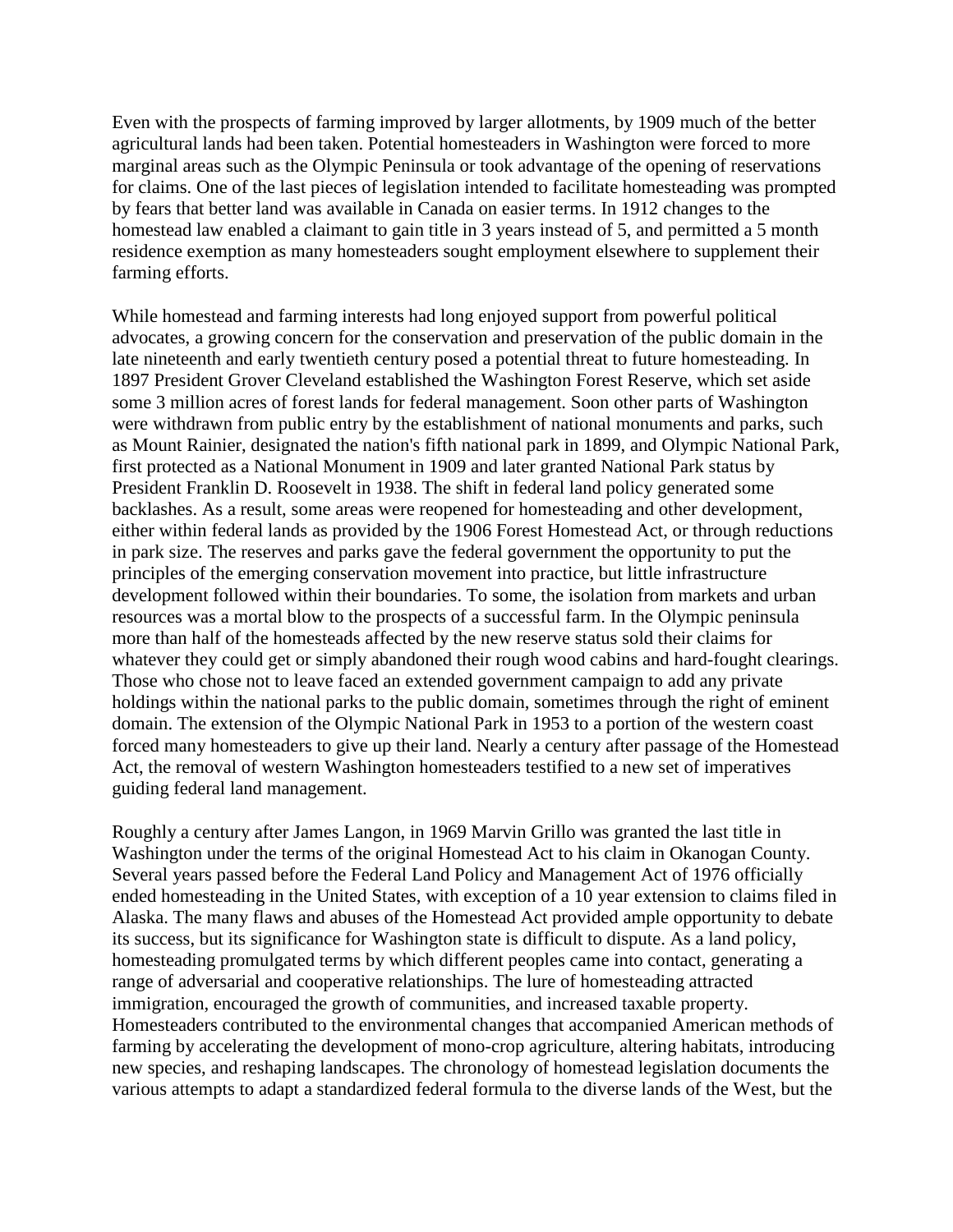Even with the prospects of farming improved by larger allotments, by 1909 much of the better agricultural lands had been taken. Potential homesteaders in Washington were forced to more marginal areas such as the Olympic Peninsula or took advantage of the opening of reservations for claims. One of the last pieces of legislation intended to facilitate homesteading was prompted by fears that better land was available in Canada on easier terms. In 1912 changes to the homestead law enabled a claimant to gain title in 3 years instead of 5, and permitted a 5 month residence exemption as many homesteaders sought employment elsewhere to supplement their farming efforts.

While homestead and farming interests had long enjoyed support from powerful political advocates, a growing concern for the conservation and preservation of the public domain in the late nineteenth and early twentieth century posed a potential threat to future homesteading. In 1897 President Grover Cleveland established the Washington Forest Reserve, which set aside some 3 million acres of forest lands for federal management. Soon other parts of Washington were withdrawn from public entry by the establishment of national monuments and parks, such as Mount Rainier, designated the nation's fifth national park in 1899, and Olympic National Park, first protected as a National Monument in 1909 and later granted National Park status by President Franklin D. Roosevelt in 1938. The shift in federal land policy generated some backlashes. As a result, some areas were reopened for homesteading and other development, either within federal lands as provided by the 1906 Forest Homestead Act, or through reductions in park size. The reserves and parks gave the federal government the opportunity to put the principles of the emerging conservation movement into practice, but little infrastructure development followed within their boundaries. To some, the isolation from markets and urban resources was a mortal blow to the prospects of a successful farm. In the Olympic peninsula more than half of the homesteads affected by the new reserve status sold their claims for whatever they could get or simply abandoned their rough wood cabins and hard-fought clearings. Those who chose not to leave faced an extended government campaign to add any private holdings within the national parks to the public domain, sometimes through the right of eminent domain. The extension of the Olympic National Park in 1953 to a portion of the western coast forced many homesteaders to give up their land. Nearly a century after passage of the Homestead Act, the removal of western Washington homesteaders testified to a new set of imperatives guiding federal land management.

Roughly a century after James Langon, in 1969 Marvin Grillo was granted the last title in Washington under the terms of the original Homestead Act to his claim in Okanogan County. Several years passed before the Federal Land Policy and Management Act of 1976 officially ended homesteading in the United States, with exception of a 10 year extension to claims filed in Alaska. The many flaws and abuses of the Homestead Act provided ample opportunity to debate its success, but its significance for Washington state is difficult to dispute. As a land policy, homesteading promulgated terms by which different peoples came into contact, generating a range of adversarial and cooperative relationships. The lure of homesteading attracted immigration, encouraged the growth of communities, and increased taxable property. Homesteaders contributed to the environmental changes that accompanied American methods of farming by accelerating the development of mono-crop agriculture, altering habitats, introducing new species, and reshaping landscapes. The chronology of homestead legislation documents the various attempts to adapt a standardized federal formula to the diverse lands of the West, but the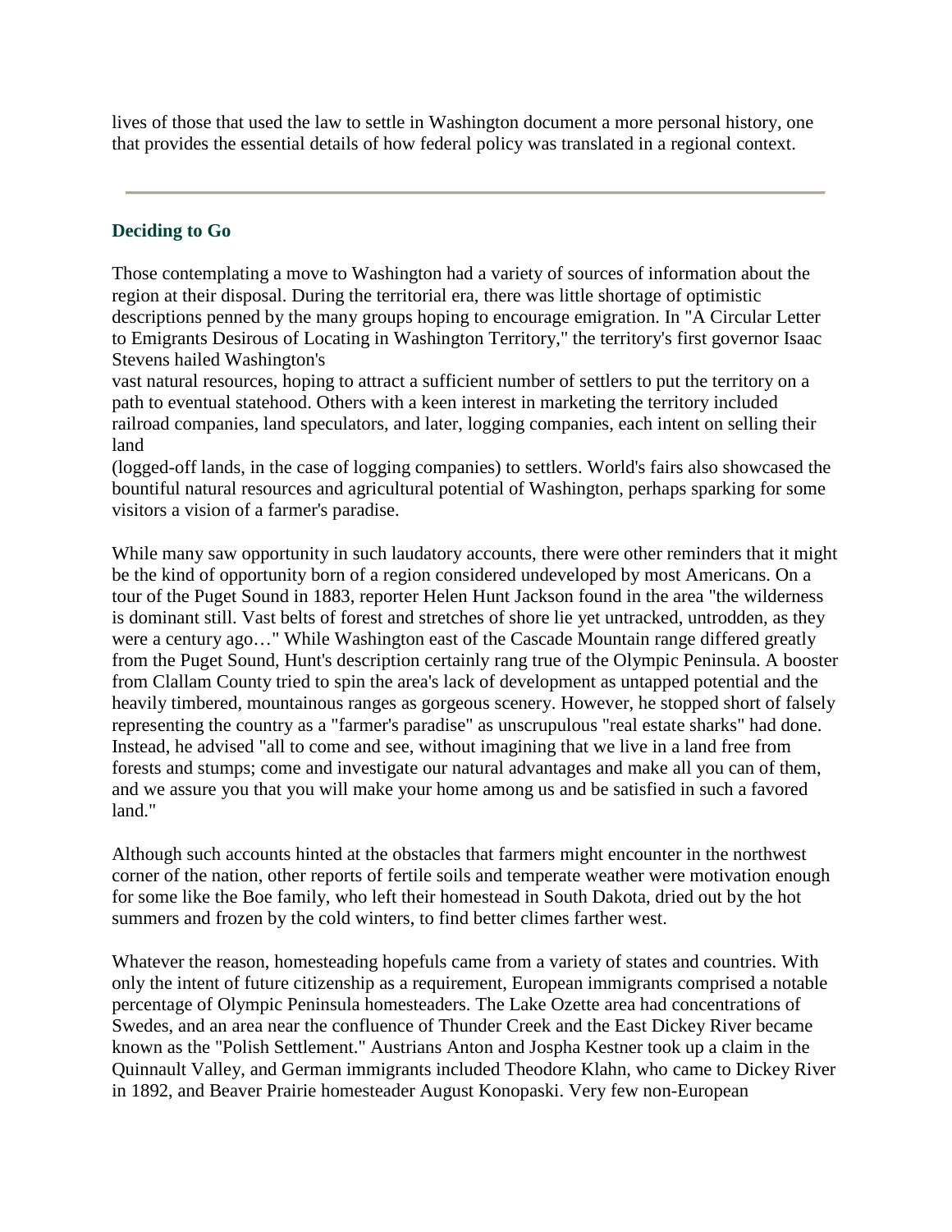lives of those that used the law to settle in Washington document a more personal history, one that provides the essential details of how federal policy was translated in a regional context.

---

### Deciding to Go

Those contemplating a move to Washington had a variety of sources of information about the region at their disposal. During the territorial era, there was little shortage of optimistic descriptions penned by the many groups hoping to encourage emigration. In "A Circular Letter to Emigrants Desirous of Locating in Washington Territory," the territory's first governor Isaac Stevens hailed Washington's vast natural resources, hoping to attract a sufficient number of settlers to put the territory on a path to eventual statehood. Others with a keen interest in marketing the territory included railroad companies, land speculators, and later, logging companies, each intent on selling their land (logged-off lands, in the case of logging companies) to settlers. World's fairs also showcased the bountiful natural resources and agricultural potential of Washington, perhaps sparking for some visitors a vision of a farmer's paradise.

While many saw opportunity in such laudatory accounts, there were other reminders that it might be the kind of opportunity born of a region considered undeveloped by most Americans. On a tour of the Puget Sound in 1883, reporter Helen Hunt Jackson found in the area "the wilderness is dominant still. Vast belts of forest and stretches of shore lie yet untracked, untrodden, as they were a century ago…" While Washington east of the Cascade Mountain range differed greatly from the Puget Sound, Hunt's description certainly rang true of the Olympic Peninsula. A booster from Clallam County tried to spin the area's lack of development as untapped potential and the heavily timbered, mountainous ranges as gorgeous scenery. However, he stopped short of falsely representing the country as a "farmer's paradise" as unscrupulous "real estate sharks" had done. Instead, he advised "all to come and see, without imagining that we live in a land free from forests and stumps; come and investigate our natural advantages and make all you can of them, and we assure you that you will make your home among us and be satisfied in such a favored land."

Although such accounts hinted at the obstacles that farmers might encounter in the northwest corner of the nation, other reports of fertile soils and temperate weather were motivation enough for some like the Boe family, who left their homestead in South Dakota, dried out by the hot summers and frozen by the cold winters, to find better climes farther west.

Whatever the reason, homesteading hopefuls came from a variety of states and countries. With only the intent of future citizenship as a requirement, European immigrants comprised a notable percentage of Olympic Peninsula homesteaders. The Lake Ozette area had concentrations of Swedes, and an area near the confluence of Thunder Creek and the East Dickey River became known as the "Polish Settlement." Austrians Anton and Jospha Kestner took up a claim in the Quinnault Valley, and German immigrants included Theodore Klahn, who came to Dickey River in 1892, and Beaver Prairie homesteader August Konopaski. Very few non-European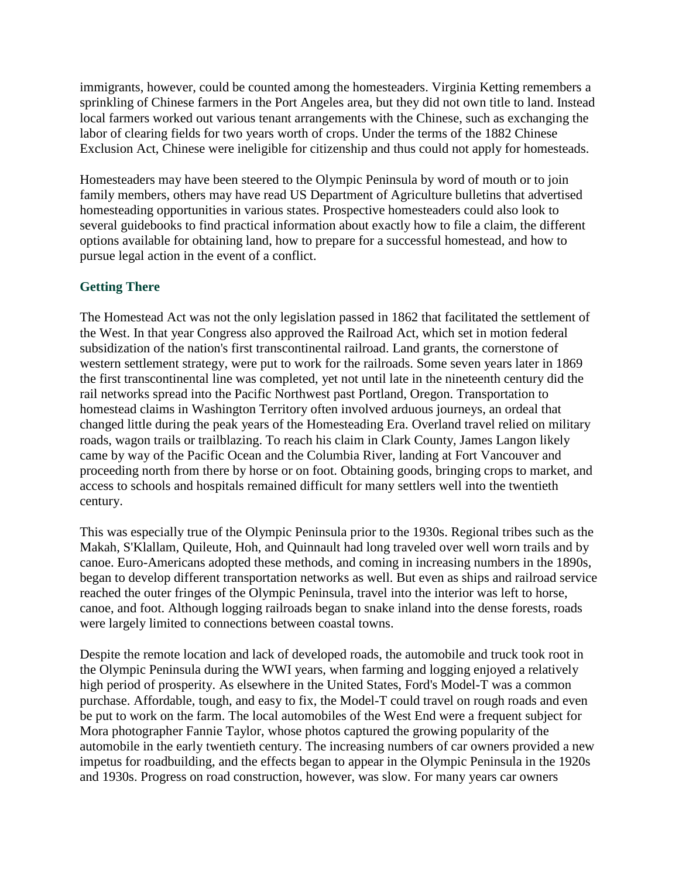immigrants, however, could be counted among the homesteaders. Virginia Ketting remembers a sprinkling of Chinese farmers in the Port Angeles area, but they did not own title to land. Instead local farmers worked out various tenant arrangements with the Chinese, such as exchanging the labor of clearing fields for two years worth of crops. Under the terms of the 1882 Chinese Exclusion Act, Chinese were ineligible for citizenship and thus could not apply for homesteads.

Homesteaders may have been steered to the Olympic Peninsula by word of mouth or to join family members, others may have read US Department of Agriculture bulletins that advertised homesteading opportunities in various states. Prospective homesteaders could also look to several guidebooks to find practical information about exactly how to file a claim, the different options available for obtaining land, how to prepare for a successful homestead, and how to pursue legal action in the event of a conflict.

### Getting There

The Homestead Act was not the only legislation passed in 1862 that facilitated the settlement of the West. In that year Congress also approved the Railroad Act, which set in motion federal subsidization of the nation's first transcontinental railroad. Land grants, the cornerstone of western settlement strategy, were put to work for the railroads. Some seven years later in 1869 the first transcontinental line was completed, yet not until late in the nineteenth century did the rail networks spread into the Pacific Northwest past Portland, Oregon. Transportation to homestead claims in Washington Territory often involved arduous journeys, an ordeal that changed little during the peak years of the Homesteading Era. Overland travel relied on military roads, wagon trails or trailblazing. To reach his claim in Clark County, James Langon likely came by way of the Pacific Ocean and the Columbia River, landing at Fort Vancouver and proceeding north from there by horse or on foot. Obtaining goods, bringing crops to market, and access to schools and hospitals remained difficult for many settlers well into the twentieth century.

This was especially true of the Olympic Peninsula prior to the 1930s. Regional tribes such as the Makah, S'Klallam, Quileute, Hoh, and Quinnault had long traveled over well worn trails and by canoe. Euro-Americans adopted these methods, and coming in increasing numbers in the 1890s, began to develop different transportation networks as well. But even as ships and railroad service reached the outer fringes of the Olympic Peninsula, travel into the interior was left to horse, canoe, and foot. Although logging railroads began to snake inland into the dense forests, roads were largely limited to connections between coastal towns.

Despite the remote location and lack of developed roads, the automobile and truck took root in the Olympic Peninsula during the WWI years, when farming and logging enjoyed a relatively high period of prosperity. As elsewhere in the United States, Ford's Model-T was a common purchase. Affordable, tough, and easy to fix, the Model-T could travel on rough roads and even be put to work on the farm. The local automobiles of the West End were a frequent subject for Mora photographer Fannie Taylor, whose photos captured the growing popularity of the automobile in the early twentieth century. The increasing numbers of car owners provided a new impetus for roadbuilding, and the effects began to appear in the Olympic Peninsula in the 1920s and 1930s. Progress on road construction, however, was slow. For many years car owners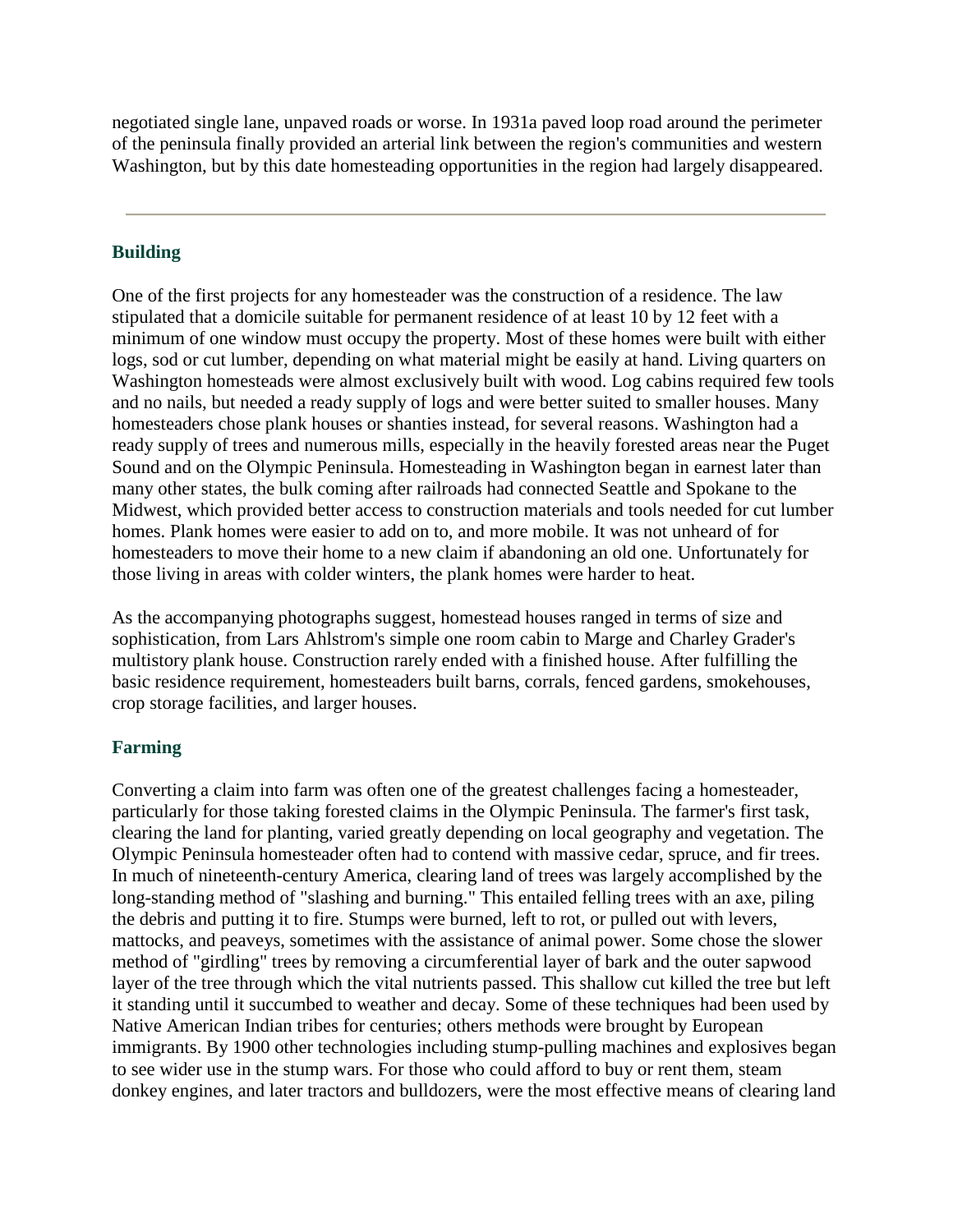negotiated single lane, unpaved roads or worse. In 1931a paved loop road around the perimeter of the peninsula finally provided an arterial link between the region's communities and western Washington, but by this date homesteading opportunities in the region had largely disappeared.

---

## Building

One of the first projects for any homesteader was the construction of a residence. The law stipulated that a domicile suitable for permanent residence of at least 10 by 12 feet with a minimum of one window must occupy the property. Most of these homes were built with either logs, sod or cut lumber, depending on what material might be easily at hand. Living quarters on Washington homesteads were almost exclusively built with wood. Log cabins required few tools and no nails, but needed a ready supply of logs and were better suited to smaller houses. Many homesteaders chose plank houses or shanties instead, for several reasons. Washington had a ready supply of trees and numerous mills, especially in the heavily forested areas near the Puget Sound and on the Olympic Peninsula. Homesteading in Washington began in earnest later than many other states, the bulk coming after railroads had connected Seattle and Spokane to the Midwest, which provided better access to construction materials and tools needed for cut lumber homes. Plank homes were easier to add on to, and more mobile. It was not unheard of for homesteaders to move their home to a new claim if abandoning an old one. Unfortunately for those living in areas with colder winters, the plank homes were harder to heat.

As the accompanying photographs suggest, homestead houses ranged in terms of size and sophistication, from Lars Ahlstrom's simple one room cabin to Marge and Charley Grader's multistory plank house. Construction rarely ended with a finished house. After fulfilling the basic residence requirement, homesteaders built barns, corrals, fenced gardens, smokehouses, crop storage facilities, and larger houses.

## Farming

Converting a claim into farm was often one of the greatest challenges facing a homesteader, particularly for those taking forested claims in the Olympic Peninsula. The farmer's first task, clearing the land for planting, varied greatly depending on local geography and vegetation. The Olympic Peninsula homesteader often had to contend with massive cedar, spruce, and fir trees. In much of nineteenth-century America, clearing land of trees was largely accomplished by the long-standing method of "slashing and burning." This entailed felling trees with an axe, piling the debris and putting it to fire. Stumps were burned, left to rot, or pulled out with levers, mattocks, and peaveys, sometimes with the assistance of animal power. Some chose the slower method of "girdling" trees by removing a circumferential layer of bark and the outer sapwood layer of the tree through which the vital nutrients passed. This shallow cut killed the tree but left it standing until it succumbed to weather and decay. Some of these techniques had been used by Native American Indian tribes for centuries; others methods were brought by European immigrants. By 1900 other technologies including stump-pulling machines and explosives began to see wider use in the stump wars. For those who could afford to buy or rent them, steam donkey engines, and later tractors and bulldozers, were the most effective means of clearing land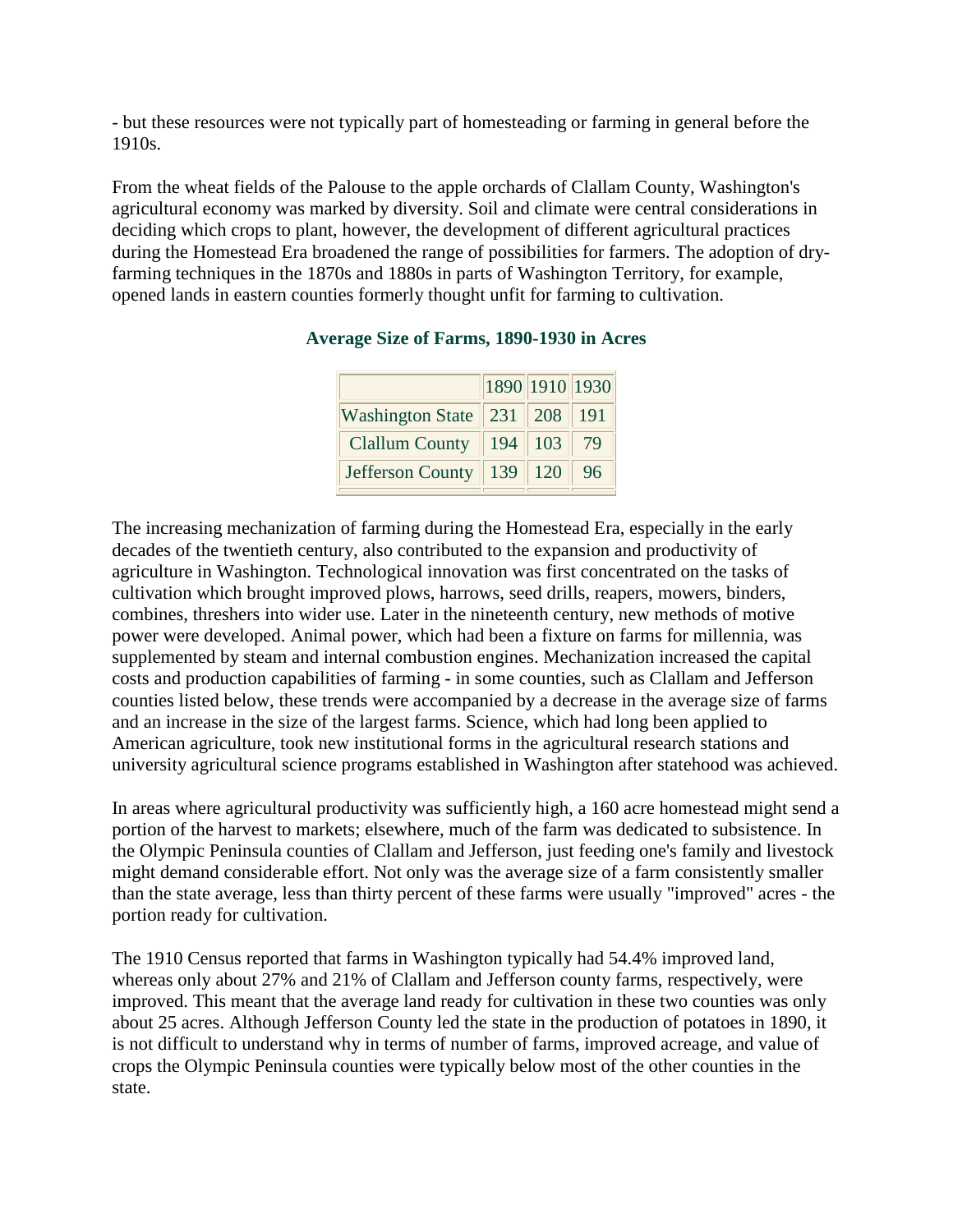- but these resources were not typically part of homesteading or farming in general before the 1910s.

From the wheat fields of the Palouse to the apple orchards of Clallam County, Washington's agricultural economy was marked by diversity. Soil and climate were central considerations in deciding which crops to plant, however, the development of different agricultural practices during the Homestead Era broadened the range of possibilities for farmers. The adoption of dry-farming techniques in the 1870s and 1880s in parts of Washington Territory, for example, opened lands in eastern counties formerly thought unfit for farming to cultivation.

### Average Size of Farms, 1890-1930 in Acres

| | 1890 | 1910 | 1930 |
|---|---|---|---|
| Washington State | 231 | 208 | 191 |
| Clallum County | 194 | 103 | 79 |
| Jefferson County | 139 | 120 | 96 |

The increasing mechanization of farming during the Homestead Era, especially in the early decades of the twentieth century, also contributed to the expansion and productivity of agriculture in Washington. Technological innovation was first concentrated on the tasks of cultivation which brought improved plows, harrows, seed drills, reapers, mowers, binders, combines, threshers into wider use. Later in the nineteenth century, new methods of motive power were developed. Animal power, which had been a fixture on farms for millennia, was supplemented by steam and internal combustion engines. Mechanization increased the capital costs and production capabilities of farming - in some counties, such as Clallam and Jefferson counties listed below, these trends were accompanied by a decrease in the average size of farms and an increase in the size of the largest farms. Science, which had long been applied to American agriculture, took new institutional forms in the agricultural research stations and university agricultural science programs established in Washington after statehood was achieved.

In areas where agricultural productivity was sufficiently high, a 160 acre homestead might send a portion of the harvest to markets; elsewhere, much of the farm was dedicated to subsistence. In the Olympic Peninsula counties of Clallam and Jefferson, just feeding one's family and livestock might demand considerable effort. Not only was the average size of a farm consistently smaller than the state average, less than thirty percent of these farms were usually "improved" acres - the portion ready for cultivation.

The 1910 Census reported that farms in Washington typically had 54.4% improved land, whereas only about 27% and 21% of Clallam and Jefferson county farms, respectively, were improved. This meant that the average land ready for cultivation in these two counties was only about 25 acres. Although Jefferson County led the state in the production of potatoes in 1890, it is not difficult to understand why in terms of number of farms, improved acreage, and value of crops the Olympic Peninsula counties were typically below most of the other counties in the state.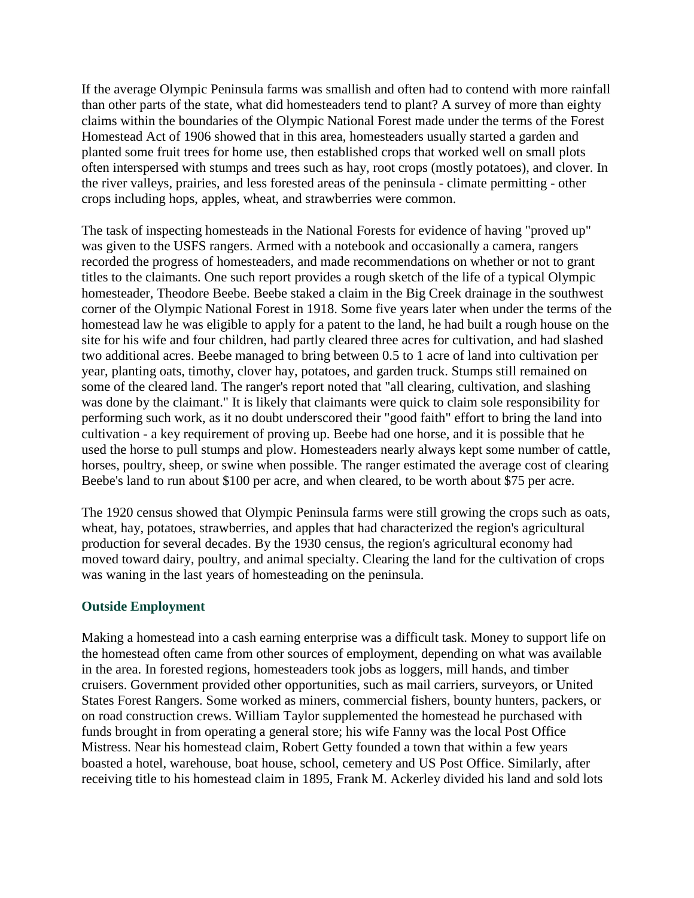If the average Olympic Peninsula farms was smallish and often had to contend with more rainfall than other parts of the state, what did homesteaders tend to plant? A survey of more than eighty claims within the boundaries of the Olympic National Forest made under the terms of the Forest Homestead Act of 1906 showed that in this area, homesteaders usually started a garden and planted some fruit trees for home use, then established crops that worked well on small plots often interspersed with stumps and trees such as hay, root crops (mostly potatoes), and clover. In the river valleys, prairies, and less forested areas of the peninsula - climate permitting - other crops including hops, apples, wheat, and strawberries were common.

The task of inspecting homesteads in the National Forests for evidence of having "proved up" was given to the USFS rangers. Armed with a notebook and occasionally a camera, rangers recorded the progress of homesteaders, and made recommendations on whether or not to grant titles to the claimants. One such report provides a rough sketch of the life of a typical Olympic homesteader, Theodore Beebe. Beebe staked a claim in the Big Creek drainage in the southwest corner of the Olympic National Forest in 1918. Some five years later when under the terms of the homestead law he was eligible to apply for a patent to the land, he had built a rough house on the site for his wife and four children, had partly cleared three acres for cultivation, and had slashed two additional acres. Beebe managed to bring between 0.5 to 1 acre of land into cultivation per year, planting oats, timothy, clover hay, potatoes, and garden truck. Stumps still remained on some of the cleared land. The ranger's report noted that "all clearing, cultivation, and slashing was done by the claimant." It is likely that claimants were quick to claim sole responsibility for performing such work, as it no doubt underscored their "good faith" effort to bring the land into cultivation - a key requirement of proving up. Beebe had one horse, and it is possible that he used the horse to pull stumps and plow. Homesteaders nearly always kept some number of cattle, horses, poultry, sheep, or swine when possible. The ranger estimated the average cost of clearing Beebe's land to run about $100 per acre, and when cleared, to be worth about $75 per acre.

The 1920 census showed that Olympic Peninsula farms were still growing the crops such as oats, wheat, hay, potatoes, strawberries, and apples that had characterized the region's agricultural production for several decades. By the 1930 census, the region's agricultural economy had moved toward dairy, poultry, and animal specialty. Clearing the land for the cultivation of crops was waning in the last years of homesteading on the peninsula.

### Outside Employment

Making a homestead into a cash earning enterprise was a difficult task. Money to support life on the homestead often came from other sources of employment, depending on what was available in the area. In forested regions, homesteaders took jobs as loggers, mill hands, and timber cruisers. Government provided other opportunities, such as mail carriers, surveyors, or United States Forest Rangers. Some worked as miners, commercial fishers, bounty hunters, packers, or on road construction crews. William Taylor supplemented the homestead he purchased with funds brought in from operating a general store; his wife Fanny was the local Post Office Mistress. Near his homestead claim, Robert Getty founded a town that within a few years boasted a hotel, warehouse, boat house, school, cemetery and US Post Office. Similarly, after receiving title to his homestead claim in 1895, Frank M. Ackerley divided his land and sold lots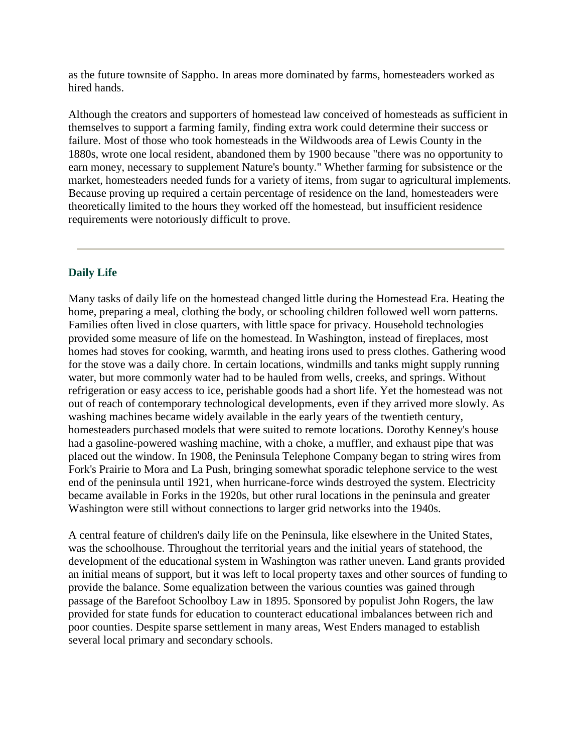as the future townsite of Sappho. In areas more dominated by farms, homesteaders worked as hired hands.

Although the creators and supporters of homestead law conceived of homesteads as sufficient in themselves to support a farming family, finding extra work could determine their success or failure. Most of those who took homesteads in the Wildwoods area of Lewis County in the 1880s, wrote one local resident, abandoned them by 1900 because "there was no opportunity to earn money, necessary to supplement Nature's bounty." Whether farming for subsistence or the market, homesteaders needed funds for a variety of items, from sugar to agricultural implements. Because proving up required a certain percentage of residence on the land, homesteaders were theoretically limited to the hours they worked off the homestead, but insufficient residence requirements were notoriously difficult to prove.

---

### Daily Life

Many tasks of daily life on the homestead changed little during the Homestead Era. Heating the home, preparing a meal, clothing the body, or schooling children followed well worn patterns. Families often lived in close quarters, with little space for privacy. Household technologies provided some measure of life on the homestead. In Washington, instead of fireplaces, most homes had stoves for cooking, warmth, and heating irons used to press clothes. Gathering wood for the stove was a daily chore. In certain locations, windmills and tanks might supply running water, but more commonly water had to be hauled from wells, creeks, and springs. Without refrigeration or easy access to ice, perishable goods had a short life. Yet the homestead was not out of reach of contemporary technological developments, even if they arrived more slowly. As washing machines became widely available in the early years of the twentieth century, homesteaders purchased models that were suited to remote locations. Dorothy Kenney's house had a gasoline-powered washing machine, with a choke, a muffler, and exhaust pipe that was placed out the window. In 1908, the Peninsula Telephone Company began to string wires from Fork's Prairie to Mora and La Push, bringing somewhat sporadic telephone service to the west end of the peninsula until 1921, when hurricane-force winds destroyed the system. Electricity became available in Forks in the 1920s, but other rural locations in the peninsula and greater Washington were still without connections to larger grid networks into the 1940s.

A central feature of children's daily life on the Peninsula, like elsewhere in the United States, was the schoolhouse. Throughout the territorial years and the initial years of statehood, the development of the educational system in Washington was rather uneven. Land grants provided an initial means of support, but it was left to local property taxes and other sources of funding to provide the balance. Some equalization between the various counties was gained through passage of the Barefoot Schoolboy Law in 1895. Sponsored by populist John Rogers, the law provided for state funds for education to counteract educational imbalances between rich and poor counties. Despite sparse settlement in many areas, West Enders managed to establish several local primary and secondary schools.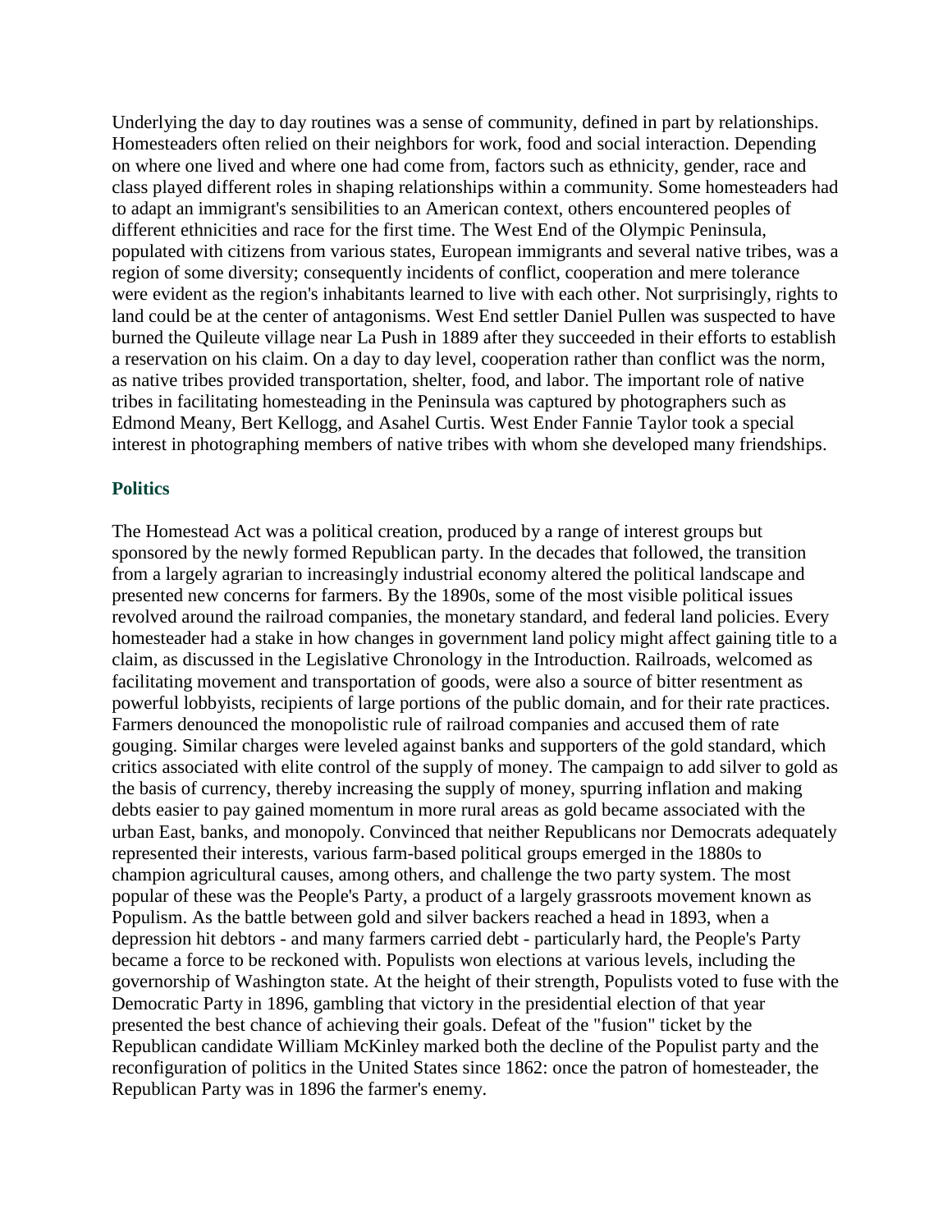Underlying the day to day routines was a sense of community, defined in part by relationships. Homesteaders often relied on their neighbors for work, food and social interaction. Depending on where one lived and where one had come from, factors such as ethnicity, gender, race and class played different roles in shaping relationships within a community. Some homesteaders had to adapt an immigrant's sensibilities to an American context, others encountered peoples of different ethnicities and race for the first time. The West End of the Olympic Peninsula, populated with citizens from various states, European immigrants and several native tribes, was a region of some diversity; consequently incidents of conflict, cooperation and mere tolerance were evident as the region's inhabitants learned to live with each other. Not surprisingly, rights to land could be at the center of antagonisms. West End settler Daniel Pullen was suspected to have burned the Quileute village near La Push in 1889 after they succeeded in their efforts to establish a reservation on his claim. On a day to day level, cooperation rather than conflict was the norm, as native tribes provided transportation, shelter, food, and labor. The important role of native tribes in facilitating homesteading in the Peninsula was captured by photographers such as Edmond Meany, Bert Kellogg, and Asahel Curtis. West Ender Fannie Taylor took a special interest in photographing members of native tribes with whom she developed many friendships.

### Politics

The Homestead Act was a political creation, produced by a range of interest groups but sponsored by the newly formed Republican party. In the decades that followed, the transition from a largely agrarian to increasingly industrial economy altered the political landscape and presented new concerns for farmers. By the 1890s, some of the most visible political issues revolved around the railroad companies, the monetary standard, and federal land policies. Every homesteader had a stake in how changes in government land policy might affect gaining title to a claim, as discussed in the Legislative Chronology in the Introduction. Railroads, welcomed as facilitating movement and transportation of goods, were also a source of bitter resentment as powerful lobbyists, recipients of large portions of the public domain, and for their rate practices. Farmers denounced the monopolistic rule of railroad companies and accused them of rate gouging. Similar charges were leveled against banks and supporters of the gold standard, which critics associated with elite control of the supply of money. The campaign to add silver to gold as the basis of currency, thereby increasing the supply of money, spurring inflation and making debts easier to pay gained momentum in more rural areas as gold became associated with the urban East, banks, and monopoly. Convinced that neither Republicans nor Democrats adequately represented their interests, various farm-based political groups emerged in the 1880s to champion agricultural causes, among others, and challenge the two party system. The most popular of these was the People's Party, a product of a largely grassroots movement known as Populism. As the battle between gold and silver backers reached a head in 1893, when a depression hit debtors - and many farmers carried debt - particularly hard, the People's Party became a force to be reckoned with. Populists won elections at various levels, including the governorship of Washington state. At the height of their strength, Populists voted to fuse with the Democratic Party in 1896, gambling that victory in the presidential election of that year presented the best chance of achieving their goals. Defeat of the "fusion" ticket by the Republican candidate William McKinley marked both the decline of the Populist party and the reconfiguration of politics in the United States since 1862: once the patron of homesteader, the Republican Party was in 1896 the farmer's enemy.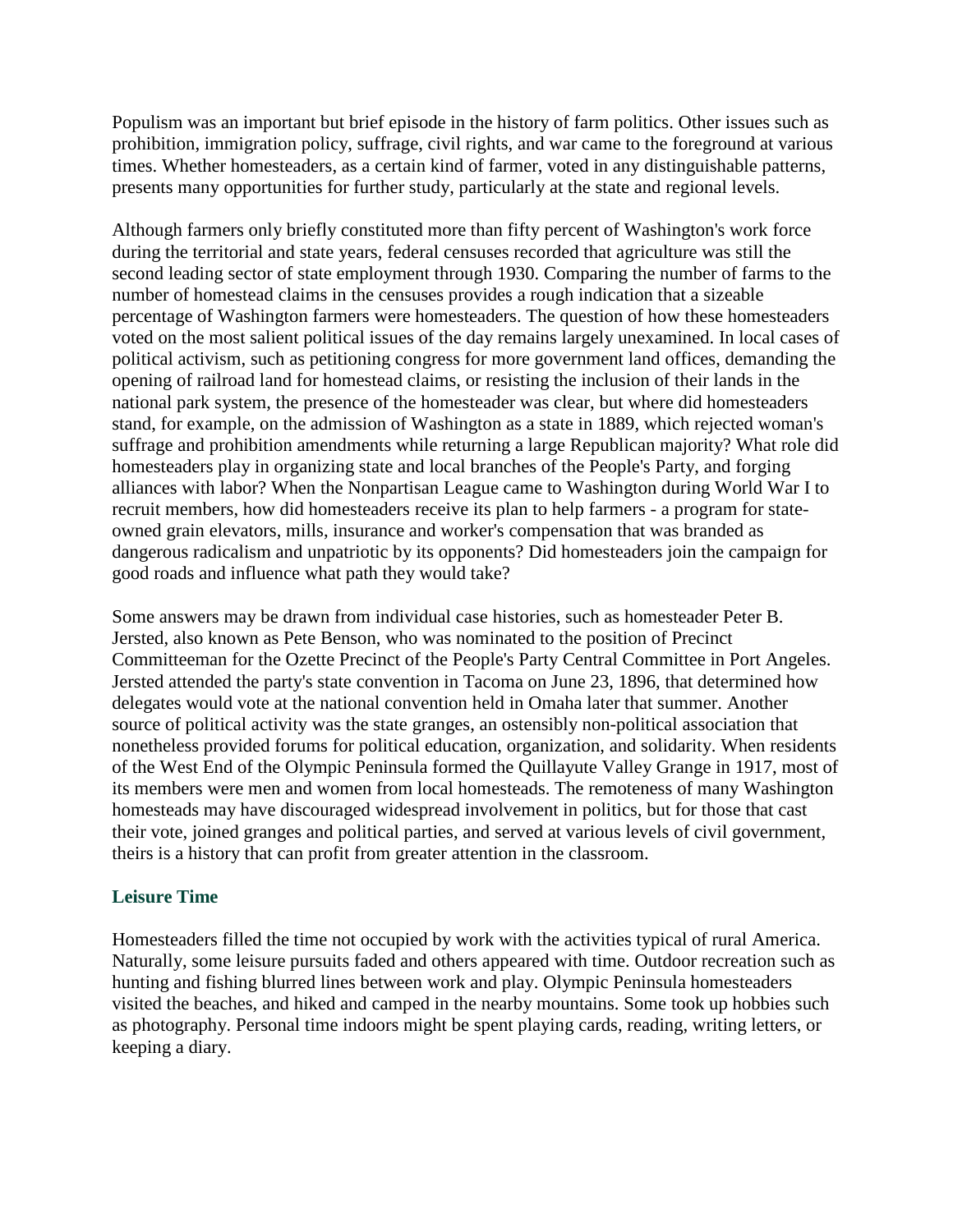Populism was an important but brief episode in the history of farm politics. Other issues such as prohibition, immigration policy, suffrage, civil rights, and war came to the foreground at various times. Whether homesteaders, as a certain kind of farmer, voted in any distinguishable patterns, presents many opportunities for further study, particularly at the state and regional levels.

Although farmers only briefly constituted more than fifty percent of Washington's work force during the territorial and state years, federal censuses recorded that agriculture was still the second leading sector of state employment through 1930. Comparing the number of farms to the number of homestead claims in the censuses provides a rough indication that a sizeable percentage of Washington farmers were homesteaders. The question of how these homesteaders voted on the most salient political issues of the day remains largely unexamined. In local cases of political activism, such as petitioning congress for more government land offices, demanding the opening of railroad land for homestead claims, or resisting the inclusion of their lands in the national park system, the presence of the homesteader was clear, but where did homesteaders stand, for example, on the admission of Washington as a state in 1889, which rejected woman's suffrage and prohibition amendments while returning a large Republican majority? What role did homesteaders play in organizing state and local branches of the People's Party, and forging alliances with labor? When the Nonpartisan League came to Washington during World War I to recruit members, how did homesteaders receive its plan to help farmers - a program for state-owned grain elevators, mills, insurance and worker's compensation that was branded as dangerous radicalism and unpatriotic by its opponents? Did homesteaders join the campaign for good roads and influence what path they would take?

Some answers may be drawn from individual case histories, such as homesteader Peter B. Jersted, also known as Pete Benson, who was nominated to the position of Precinct Committeeman for the Ozette Precinct of the People's Party Central Committee in Port Angeles. Jersted attended the party's state convention in Tacoma on June 23, 1896, that determined how delegates would vote at the national convention held in Omaha later that summer. Another source of political activity was the state granges, an ostensibly non-political association that nonetheless provided forums for political education, organization, and solidarity. When residents of the West End of the Olympic Peninsula formed the Quillayute Valley Grange in 1917, most of its members were men and women from local homesteads. The remoteness of many Washington homesteads may have discouraged widespread involvement in politics, but for those that cast their vote, joined granges and political parties, and served at various levels of civil government, theirs is a history that can profit from greater attention in the classroom.

### Leisure Time

Homesteaders filled the time not occupied by work with the activities typical of rural America. Naturally, some leisure pursuits faded and others appeared with time. Outdoor recreation such as hunting and fishing blurred lines between work and play. Olympic Peninsula homesteaders visited the beaches, and hiked and camped in the nearby mountains. Some took up hobbies such as photography. Personal time indoors might be spent playing cards, reading, writing letters, or keeping a diary.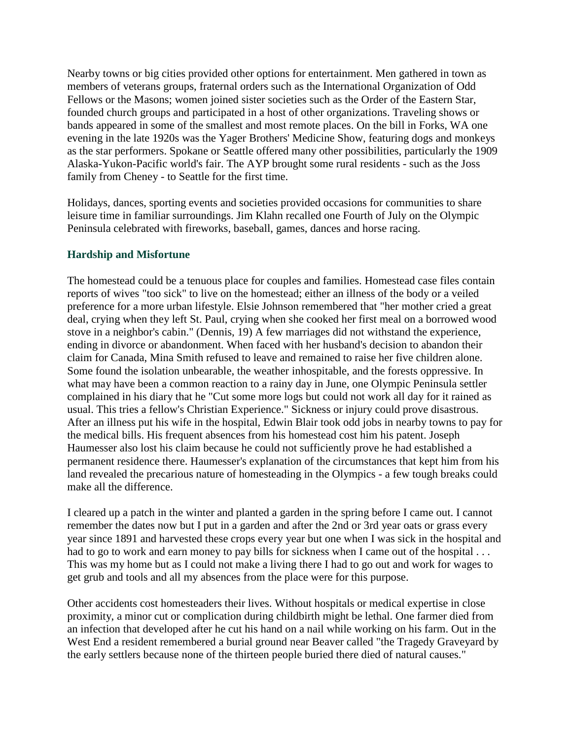Nearby towns or big cities provided other options for entertainment. Men gathered in town as members of veterans groups, fraternal orders such as the International Organization of Odd Fellows or the Masons; women joined sister societies such as the Order of the Eastern Star, founded church groups and participated in a host of other organizations. Traveling shows or bands appeared in some of the smallest and most remote places. On the bill in Forks, WA one evening in the late 1920s was the Yager Brothers' Medicine Show, featuring dogs and monkeys as the star performers. Spokane or Seattle offered many other possibilities, particularly the 1909 Alaska-Yukon-Pacific world's fair. The AYP brought some rural residents - such as the Joss family from Cheney - to Seattle for the first time.

Holidays, dances, sporting events and societies provided occasions for communities to share leisure time in familiar surroundings. Jim Klahn recalled one Fourth of July on the Olympic Peninsula celebrated with fireworks, baseball, games, dances and horse racing.

### Hardship and Misfortune

The homestead could be a tenuous place for couples and families. Homestead case files contain reports of wives "too sick" to live on the homestead; either an illness of the body or a veiled preference for a more urban lifestyle. Elsie Johnson remembered that "her mother cried a great deal, crying when they left St. Paul, crying when she cooked her first meal on a borrowed wood stove in a neighbor's cabin." (Dennis, 19) A few marriages did not withstand the experience, ending in divorce or abandonment. When faced with her husband's decision to abandon their claim for Canada, Mina Smith refused to leave and remained to raise her five children alone. Some found the isolation unbearable, the weather inhospitable, and the forests oppressive. In what may have been a common reaction to a rainy day in June, one Olympic Peninsula settler complained in his diary that he "Cut some more logs but could not work all day for it rained as usual. This tries a fellow's Christian Experience." Sickness or injury could prove disastrous. After an illness put his wife in the hospital, Edwin Blair took odd jobs in nearby towns to pay for the medical bills. His frequent absences from his homestead cost him his patent. Joseph Haumesser also lost his claim because he could not sufficiently prove he had established a permanent residence there. Haumesser's explanation of the circumstances that kept him from his land revealed the precarious nature of homesteading in the Olympics - a few tough breaks could make all the difference.

I cleared up a patch in the winter and planted a garden in the spring before I came out. I cannot remember the dates now but I put in a garden and after the 2nd or 3rd year oats or grass every year since 1891 and harvested these crops every year but one when I was sick in the hospital and had to go to work and earn money to pay bills for sickness when I came out of the hospital . . . This was my home but as I could not make a living there I had to go out and work for wages to get grub and tools and all my absences from the place were for this purpose.

Other accidents cost homesteaders their lives. Without hospitals or medical expertise in close proximity, a minor cut or complication during childbirth might be lethal. One farmer died from an infection that developed after he cut his hand on a nail while working on his farm. Out in the West End a resident remembered a burial ground near Beaver called "the Tragedy Graveyard by the early settlers because none of the thirteen people buried there died of natural causes."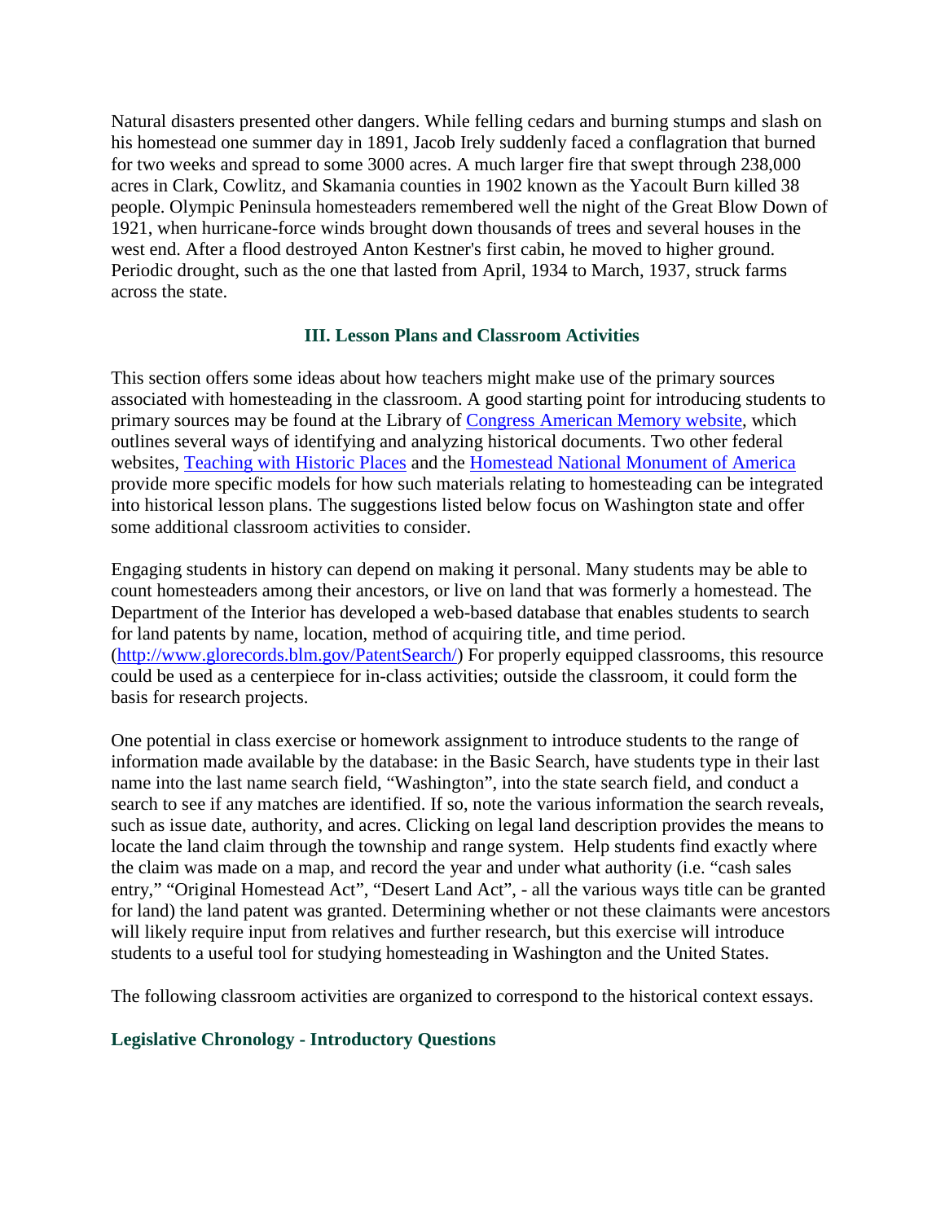Natural disasters presented other dangers. While felling cedars and burning stumps and slash on his homestead one summer day in 1891, Jacob Irely suddenly faced a conflagration that burned for two weeks and spread to some 3000 acres. A much larger fire that swept through 238,000 acres in Clark, Cowlitz, and Skamania counties in 1902 known as the Yacoult Burn killed 38 people. Olympic Peninsula homesteaders remembered well the night of the Great Blow Down of 1921, when hurricane-force winds brought down thousands of trees and several houses in the west end. After a flood destroyed Anton Kestner's first cabin, he moved to higher ground. Periodic drought, such as the one that lasted from April, 1934 to March, 1937, struck farms across the state.

## III. Lesson Plans and Classroom Activities

This section offers some ideas about how teachers might make use of the primary sources associated with homesteading in the classroom. A good starting point for introducing students to primary sources may be found at the Library of Congress American Memory website, which outlines several ways of identifying and analyzing historical documents. Two other federal websites, Teaching with Historic Places and the Homestead National Monument of America provide more specific models for how such materials relating to homesteading can be integrated into historical lesson plans. The suggestions listed below focus on Washington state and offer some additional classroom activities to consider.

Engaging students in history can depend on making it personal. Many students may be able to count homesteaders among their ancestors, or live on land that was formerly a homestead. The Department of the Interior has developed a web-based database that enables students to search for land patents by name, location, method of acquiring title, and time period. (http://www.glorecords.blm.gov/PatentSearch/) For properly equipped classrooms, this resource could be used as a centerpiece for in-class activities; outside the classroom, it could form the basis for research projects.

One potential in class exercise or homework assignment to introduce students to the range of information made available by the database: in the Basic Search, have students type in their last name into the last name search field, "Washington", into the state search field, and conduct a search to see if any matches are identified. If so, note the various information the search reveals, such as issue date, authority, and acres. Clicking on legal land description provides the means to locate the land claim through the township and range system. Help students find exactly where the claim was made on a map, and record the year and under what authority (i.e. "cash sales entry," "Original Homestead Act", "Desert Land Act", - all the various ways title can be granted for land) the land patent was granted. Determining whether or not these claimants were ancestors will likely require input from relatives and further research, but this exercise will introduce students to a useful tool for studying homesteading in Washington and the United States.

The following classroom activities are organized to correspond to the historical context essays.

### Legislative Chronology - Introductory Questions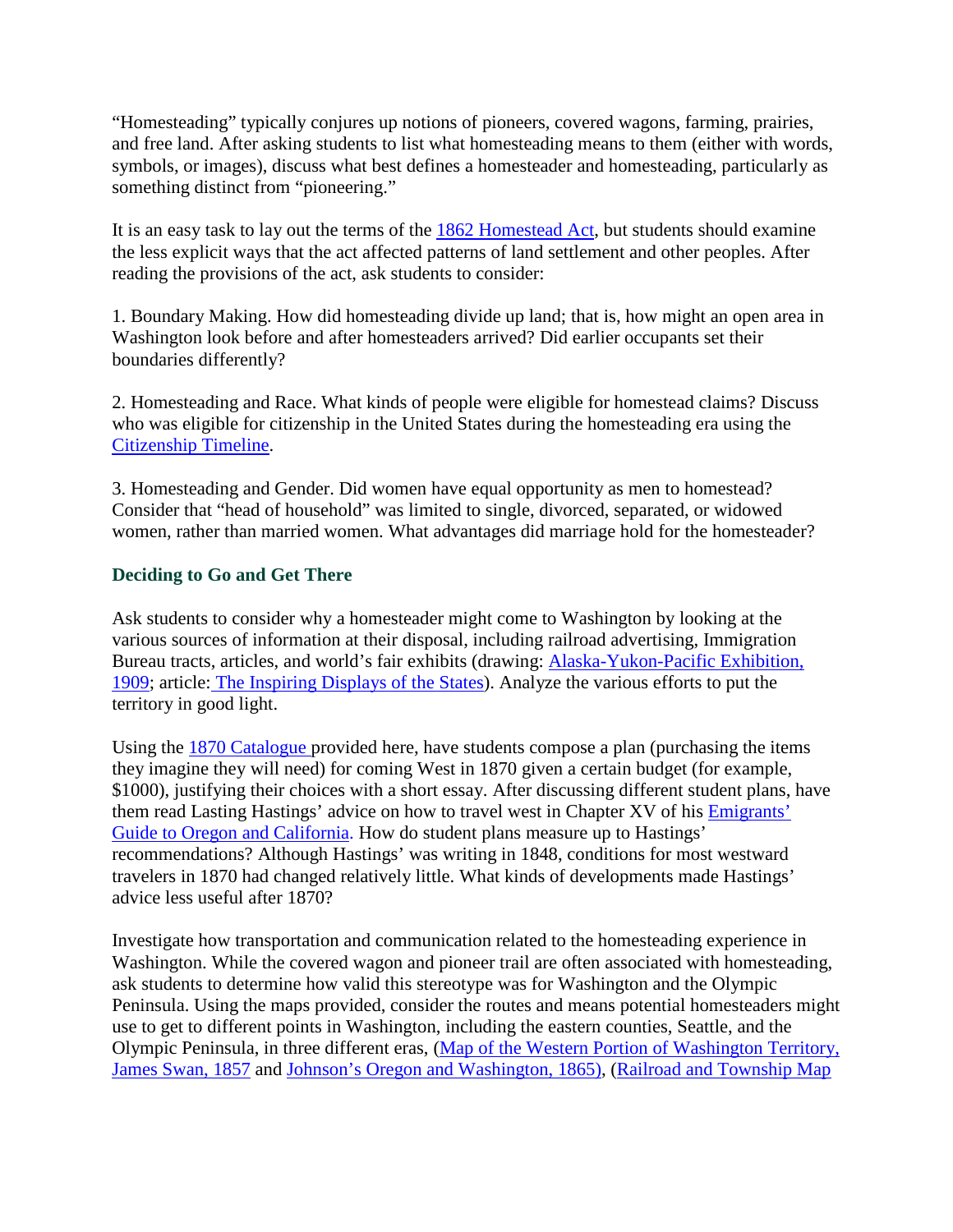"Homesteading" typically conjures up notions of pioneers, covered wagons, farming, prairies, and free land. After asking students to list what homesteading means to them (either with words, symbols, or images), discuss what best defines a homesteader and homesteading, particularly as something distinct from "pioneering."

It is an easy task to lay out the terms of the 1862 Homestead Act, but students should examine the less explicit ways that the act affected patterns of land settlement and other peoples. After reading the provisions of the act, ask students to consider:

1. Boundary Making. How did homesteading divide up land; that is, how might an open area in Washington look before and after homesteaders arrived? Did earlier occupants set their boundaries differently?

2. Homesteading and Race. What kinds of people were eligible for homestead claims? Discuss who was eligible for citizenship in the United States during the homesteading era using the Citizenship Timeline.

3. Homesteading and Gender. Did women have equal opportunity as men to homestead? Consider that "head of household" was limited to single, divorced, separated, or widowed women, rather than married women. What advantages did marriage hold for the homesteader?

### Deciding to Go and Get There

Ask students to consider why a homesteader might come to Washington by looking at the various sources of information at their disposal, including railroad advertising, Immigration Bureau tracts, articles, and world's fair exhibits (drawing: Alaska-Yukon-Pacific Exhibition, 1909; article: The Inspiring Displays of the States). Analyze the various efforts to put the territory in good light.

Using the 1870 Catalogue provided here, have students compose a plan (purchasing the items they imagine they will need) for coming West in 1870 given a certain budget (for example, $1000), justifying their choices with a short essay. After discussing different student plans, have them read Lasting Hastings' advice on how to travel west in Chapter XV of his Emigrants' Guide to Oregon and California. How do student plans measure up to Hastings' recommendations? Although Hastings' was writing in 1848, conditions for most westward travelers in 1870 had changed relatively little. What kinds of developments made Hastings' advice less useful after 1870?

Investigate how transportation and communication related to the homesteading experience in Washington. While the covered wagon and pioneer trail are often associated with homesteading, ask students to determine how valid this stereotype was for Washington and the Olympic Peninsula. Using the maps provided, consider the routes and means potential homesteaders might use to get to different points in Washington, including the eastern counties, Seattle, and the Olympic Peninsula, in three different eras, (Map of the Western Portion of Washington Territory, James Swan, 1857 and Johnson's Oregon and Washington, 1865), (Railroad and Township Map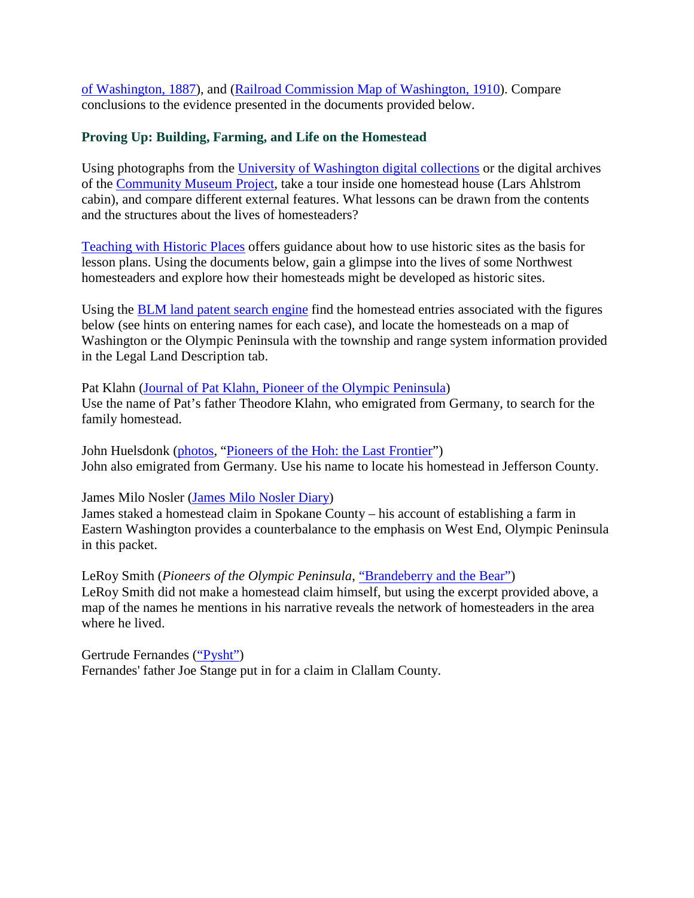of Washington, 1887), and (Railroad Commission Map of Washington, 1910). Compare conclusions to the evidence presented in the documents provided below.

### Proving Up: Building, Farming, and Life on the Homestead

Using photographs from the University of Washington digital collections or the digital archives of the Community Museum Project, take a tour inside one homestead house (Lars Ahlstrom cabin), and compare different external features. What lessons can be drawn from the contents and the structures about the lives of homesteaders?

Teaching with Historic Places offers guidance about how to use historic sites as the basis for lesson plans. Using the documents below, gain a glimpse into the lives of some Northwest homesteaders and explore how their homesteads might be developed as historic sites.

Using the BLM land patent search engine find the homestead entries associated with the figures below (see hints on entering names for each case), and locate the homesteads on a map of Washington or the Olympic Peninsula with the township and range system information provided in the Legal Land Description tab.

Pat Klahn (Journal of Pat Klahn, Pioneer of the Olympic Peninsula)
Use the name of Pat's father Theodore Klahn, who emigrated from Germany, to search for the family homestead.

John Huelsdonk (photos, "Pioneers of the Hoh: the Last Frontier")
John also emigrated from Germany. Use his name to locate his homestead in Jefferson County.

James Milo Nosler (James Milo Nosler Diary)
James staked a homestead claim in Spokane County – his account of establishing a farm in Eastern Washington provides a counterbalance to the emphasis on West End, Olympic Peninsula in this packet.

LeRoy Smith (*Pioneers of the Olympic Peninsula*, "Brandeberry and the Bear")
LeRoy Smith did not make a homestead claim himself, but using the excerpt provided above, a map of the names he mentions in his narrative reveals the network of homesteaders in the area where he lived.

Gertrude Fernandes ("Pysht")
Fernandes' father Joe Stange put in for a claim in Clallam County.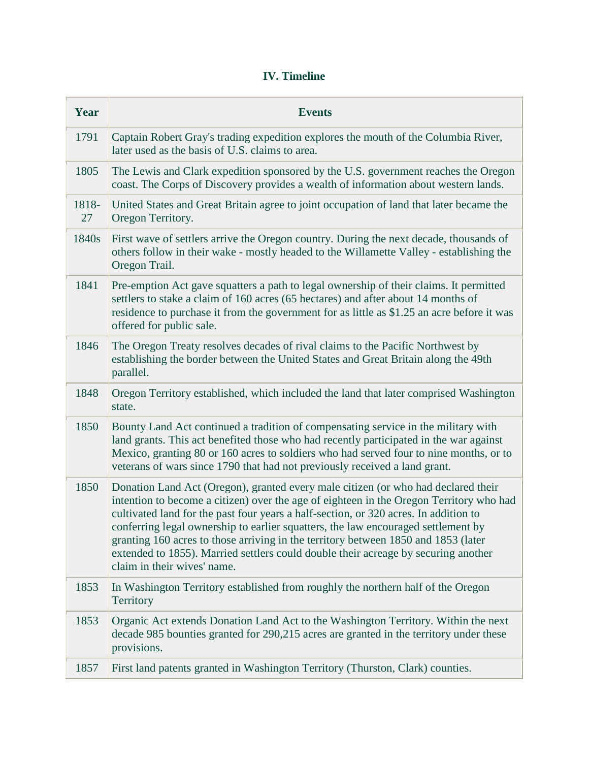## IV. Timeline

| Year | Events |
|---|---|
| 1791 | Captain Robert Gray's trading expedition explores the mouth of the Columbia River, later used as the basis of U.S. claims to area. |
| 1805 | The Lewis and Clark expedition sponsored by the U.S. government reaches the Oregon coast. The Corps of Discovery provides a wealth of information about western lands. |
| 1818-27 | United States and Great Britain agree to joint occupation of land that later became the Oregon Territory. |
| 1840s | First wave of settlers arrive the Oregon country. During the next decade, thousands of others follow in their wake - mostly headed to the Willamette Valley - establishing the Oregon Trail. |
| 1841 | Pre-emption Act gave squatters a path to legal ownership of their claims. It permitted settlers to stake a claim of 160 acres (65 hectares) and after about 14 months of residence to purchase it from the government for as little as $1.25 an acre before it was offered for public sale. |
| 1846 | The Oregon Treaty resolves decades of rival claims to the Pacific Northwest by establishing the border between the United States and Great Britain along the 49th parallel. |
| 1848 | Oregon Territory established, which included the land that later comprised Washington state. |
| 1850 | Bounty Land Act continued a tradition of compensating service in the military with land grants. This act benefited those who had recently participated in the war against Mexico, granting 80 or 160 acres to soldiers who had served four to nine months, or to veterans of wars since 1790 that had not previously received a land grant. |
| 1850 | Donation Land Act (Oregon), granted every male citizen (or who had declared their intention to become a citizen) over the age of eighteen in the Oregon Territory who had cultivated land for the past four years a half-section, or 320 acres. In addition to conferring legal ownership to earlier squatters, the law encouraged settlement by granting 160 acres to those arriving in the territory between 1850 and 1853 (later extended to 1855). Married settlers could double their acreage by securing another claim in their wives' name. |
| 1853 | In Washington Territory established from roughly the northern half of the Oregon Territory |
| 1853 | Organic Act extends Donation Land Act to the Washington Territory. Within the next decade 985 bounties granted for 290,215 acres are granted in the territory under these provisions. |
| 1857 | First land patents granted in Washington Territory (Thurston, Clark) counties. |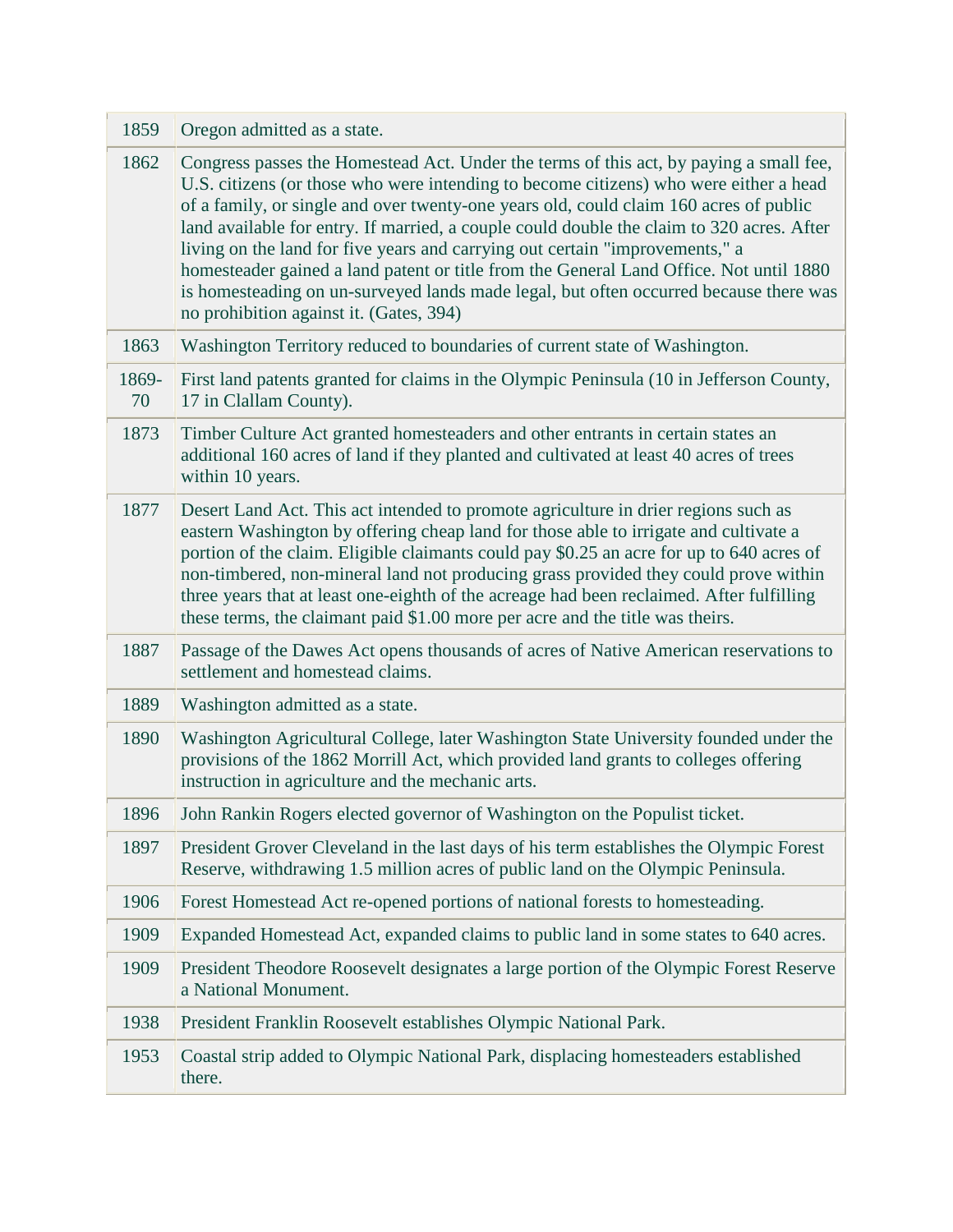| | |
|---|---|
| 1859 | Oregon admitted as a state. |
| 1862 | Congress passes the Homestead Act. Under the terms of this act, by paying a small fee, U.S. citizens (or those who were intending to become citizens) who were either a head of a family, or single and over twenty-one years old, could claim 160 acres of public land available for entry. If married, a couple could double the claim to 320 acres. After living on the land for five years and carrying out certain "improvements," a homesteader gained a land patent or title from the General Land Office. Not until 1880 is homesteading on un-surveyed lands made legal, but often occurred because there was no prohibition against it. (Gates, 394) |
| 1863 | Washington Territory reduced to boundaries of current state of Washington. |
| 1869-70 | First land patents granted for claims in the Olympic Peninsula (10 in Jefferson County, 17 in Clallam County). |
| 1873 | Timber Culture Act granted homesteaders and other entrants in certain states an additional 160 acres of land if they planted and cultivated at least 40 acres of trees within 10 years. |
| 1877 | Desert Land Act. This act intended to promote agriculture in drier regions such as eastern Washington by offering cheap land for those able to irrigate and cultivate a portion of the claim. Eligible claimants could pay $0.25 an acre for up to 640 acres of non-timbered, non-mineral land not producing grass provided they could prove within three years that at least one-eighth of the acreage had been reclaimed. After fulfilling these terms, the claimant paid $1.00 more per acre and the title was theirs. |
| 1887 | Passage of the Dawes Act opens thousands of acres of Native American reservations to settlement and homestead claims. |
| 1889 | Washington admitted as a state. |
| 1890 | Washington Agricultural College, later Washington State University founded under the provisions of the 1862 Morrill Act, which provided land grants to colleges offering instruction in agriculture and the mechanic arts. |
| 1896 | John Rankin Rogers elected governor of Washington on the Populist ticket. |
| 1897 | President Grover Cleveland in the last days of his term establishes the Olympic Forest Reserve, withdrawing 1.5 million acres of public land on the Olympic Peninsula. |
| 1906 | Forest Homestead Act re-opened portions of national forests to homesteading. |
| 1909 | Expanded Homestead Act, expanded claims to public land in some states to 640 acres. |
| 1909 | President Theodore Roosevelt designates a large portion of the Olympic Forest Reserve a National Monument. |
| 1938 | President Franklin Roosevelt establishes Olympic National Park. |
| 1953 | Coastal strip added to Olympic National Park, displacing homesteaders established there. |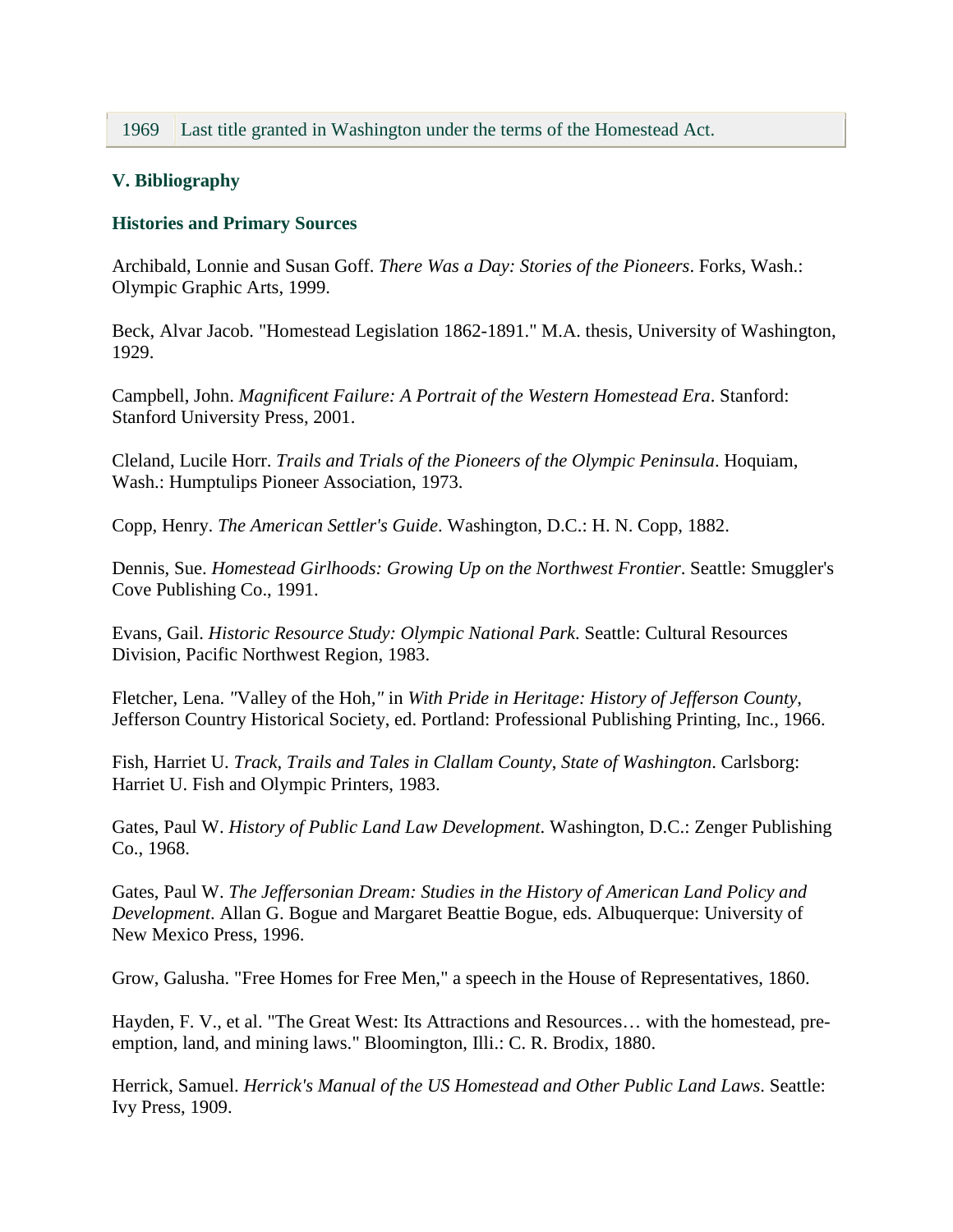| 1969 | Last title granted in Washington under the terms of the Homestead Act. |
|---|---|

## V. Bibliography

### Histories and Primary Sources

Archibald, Lonnie and Susan Goff. *There Was a Day: Stories of the Pioneers*. Forks, Wash.: Olympic Graphic Arts, 1999.

Beck, Alvar Jacob. "Homestead Legislation 1862-1891." M.A. thesis, University of Washington, 1929.

Campbell, John. *Magnificent Failure: A Portrait of the Western Homestead Era*. Stanford: Stanford University Press, 2001.

Cleland, Lucile Horr. *Trails and Trials of the Pioneers of the Olympic Peninsula*. Hoquiam, Wash.: Humptulips Pioneer Association, 1973.

Copp, Henry. *The American Settler's Guide*. Washington, D.C.: H. N. Copp, 1882.

Dennis, Sue. *Homestead Girlhoods: Growing Up on the Northwest Frontier*. Seattle: Smuggler's Cove Publishing Co., 1991.

Evans, Gail. *Historic Resource Study: Olympic National Park*. Seattle: Cultural Resources Division, Pacific Northwest Region, 1983.

Fletcher, Lena. "Valley of the Hoh," in *With Pride in Heritage: History of Jefferson County*, Jefferson Country Historical Society, ed. Portland: Professional Publishing Printing, Inc., 1966.

Fish, Harriet U. *Track, Trails and Tales in Clallam County, State of Washington*. Carlsborg: Harriet U. Fish and Olympic Printers, 1983.

Gates, Paul W. *History of Public Land Law Development*. Washington, D.C.: Zenger Publishing Co., 1968.

Gates, Paul W. *The Jeffersonian Dream: Studies in the History of American Land Policy and Development*. Allan G. Bogue and Margaret Beattie Bogue, eds. Albuquerque: University of New Mexico Press, 1996.

Grow, Galusha. "Free Homes for Free Men," a speech in the House of Representatives, 1860.

Hayden, F. V., et al. "The Great West: Its Attractions and Resources… with the homestead, pre-emption, land, and mining laws." Bloomington, Illi.: C. R. Brodix, 1880.

Herrick, Samuel. *Herrick's Manual of the US Homestead and Other Public Land Laws*. Seattle: Ivy Press, 1909.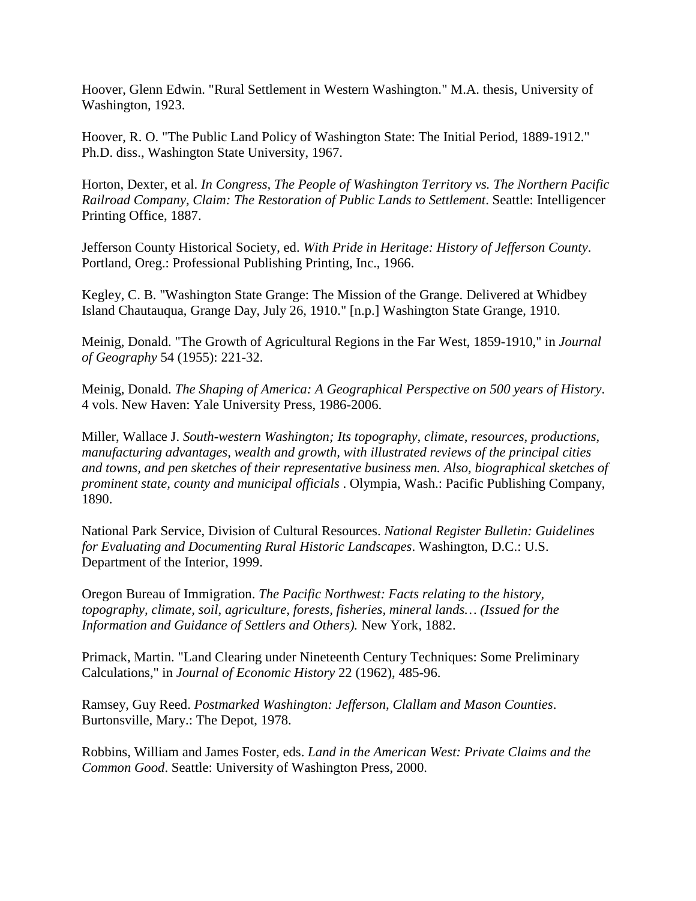Hoover, Glenn Edwin. "Rural Settlement in Western Washington." M.A. thesis, University of Washington, 1923.

Hoover, R. O. "The Public Land Policy of Washington State: The Initial Period, 1889-1912." Ph.D. diss., Washington State University, 1967.

Horton, Dexter, et al. *In Congress, The People of Washington Territory vs. The Northern Pacific Railroad Company, Claim: The Restoration of Public Lands to Settlement*. Seattle: Intelligencer Printing Office, 1887.

Jefferson County Historical Society, ed. *With Pride in Heritage: History of Jefferson County*. Portland, Oreg.: Professional Publishing Printing, Inc., 1966.

Kegley, C. B. "Washington State Grange: The Mission of the Grange. Delivered at Whidbey Island Chautauqua, Grange Day, July 26, 1910." [n.p.] Washington State Grange, 1910.

Meinig, Donald. "The Growth of Agricultural Regions in the Far West, 1859-1910," in *Journal of Geography* 54 (1955): 221-32.

Meinig, Donald. *The Shaping of America: A Geographical Perspective on 500 years of History*. 4 vols. New Haven: Yale University Press, 1986-2006.

Miller, Wallace J. *South-western Washington; Its topography, climate, resources, productions, manufacturing advantages, wealth and growth, with illustrated reviews of the principal cities and towns, and pen sketches of their representative business men. Also, biographical sketches of prominent state, county and municipal officials* . Olympia, Wash.: Pacific Publishing Company, 1890.

National Park Service, Division of Cultural Resources. *National Register Bulletin: Guidelines for Evaluating and Documenting Rural Historic Landscapes*. Washington, D.C.: U.S. Department of the Interior, 1999.

Oregon Bureau of Immigration. *The Pacific Northwest: Facts relating to the history, topography, climate, soil, agriculture, forests, fisheries, mineral lands… (Issued for the Information and Guidance of Settlers and Others).* New York, 1882.

Primack, Martin. "Land Clearing under Nineteenth Century Techniques: Some Preliminary Calculations," in *Journal of Economic History* 22 (1962), 485-96.

Ramsey, Guy Reed. *Postmarked Washington: Jefferson, Clallam and Mason Counties*. Burtonsville, Mary.: The Depot, 1978.

Robbins, William and James Foster, eds. *Land in the American West: Private Claims and the Common Good*. Seattle: University of Washington Press, 2000.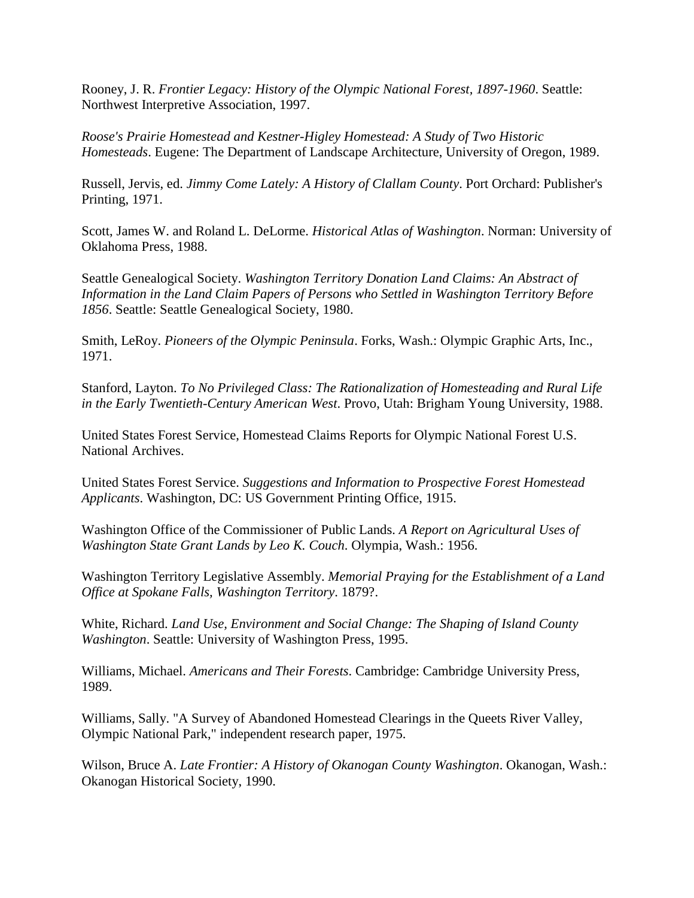Rooney, J. R. *Frontier Legacy: History of the Olympic National Forest, 1897-1960*. Seattle: Northwest Interpretive Association, 1997.

*Roose's Prairie Homestead and Kestner-Higley Homestead: A Study of Two Historic Homesteads*. Eugene: The Department of Landscape Architecture, University of Oregon, 1989.

Russell, Jervis, ed. *Jimmy Come Lately: A History of Clallam County*. Port Orchard: Publisher's Printing, 1971.

Scott, James W. and Roland L. DeLorme. *Historical Atlas of Washington*. Norman: University of Oklahoma Press, 1988.

Seattle Genealogical Society. *Washington Territory Donation Land Claims: An Abstract of Information in the Land Claim Papers of Persons who Settled in Washington Territory Before 1856*. Seattle: Seattle Genealogical Society, 1980.

Smith, LeRoy. *Pioneers of the Olympic Peninsula*. Forks, Wash.: Olympic Graphic Arts, Inc., 1971.

Stanford, Layton. *To No Privileged Class: The Rationalization of Homesteading and Rural Life in the Early Twentieth-Century American West*. Provo, Utah: Brigham Young University, 1988.

United States Forest Service, Homestead Claims Reports for Olympic National Forest U.S. National Archives.

United States Forest Service. *Suggestions and Information to Prospective Forest Homestead Applicants*. Washington, DC: US Government Printing Office, 1915.

Washington Office of the Commissioner of Public Lands. *A Report on Agricultural Uses of Washington State Grant Lands by Leo K. Couch*. Olympia, Wash.: 1956.

Washington Territory Legislative Assembly. *Memorial Praying for the Establishment of a Land Office at Spokane Falls, Washington Territory*. 1879?.

White, Richard. *Land Use, Environment and Social Change: The Shaping of Island County Washington*. Seattle: University of Washington Press, 1995.

Williams, Michael. *Americans and Their Forests*. Cambridge: Cambridge University Press, 1989.

Williams, Sally. "A Survey of Abandoned Homestead Clearings in the Queets River Valley, Olympic National Park," independent research paper, 1975.

Wilson, Bruce A. *Late Frontier: A History of Okanogan County Washington*. Okanogan, Wash.: Okanogan Historical Society, 1990.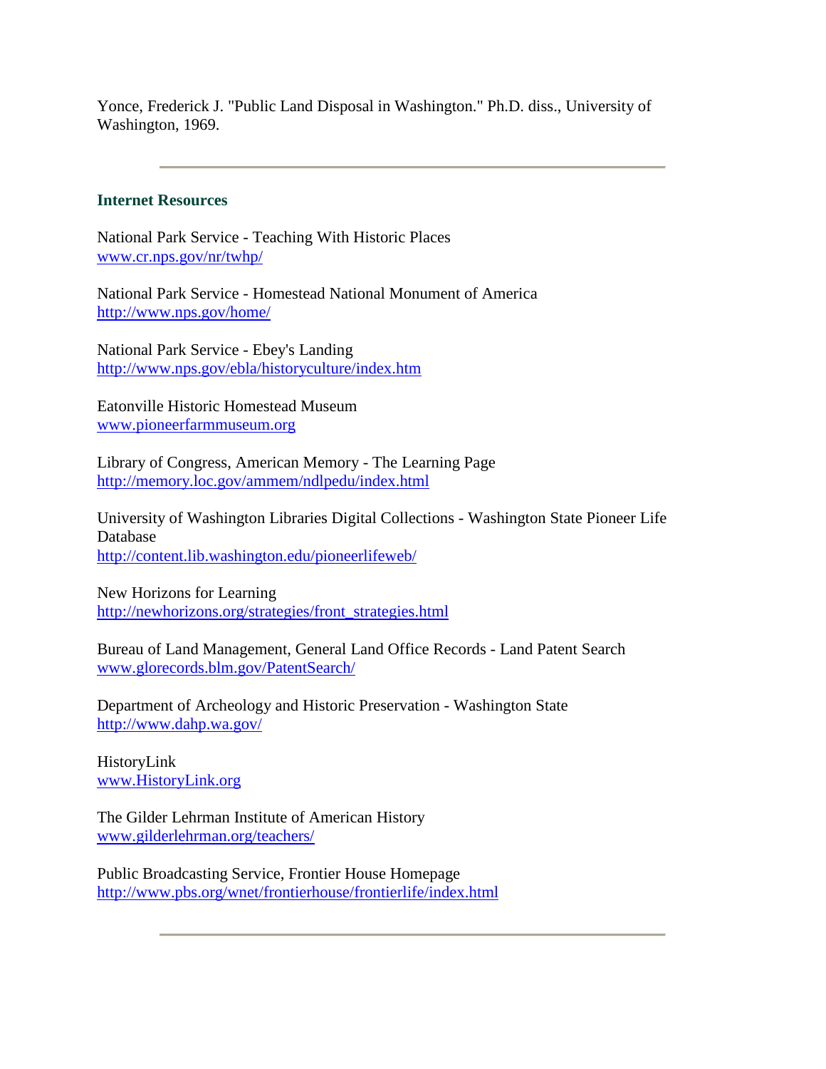Yonce, Frederick J. "Public Land Disposal in Washington." Ph.D. diss., University of Washington, 1969.

---

## Internet Resources

National Park Service - Teaching With Historic Places
www.cr.nps.gov/nr/twhp/

National Park Service - Homestead National Monument of America
http://www.nps.gov/home/

National Park Service - Ebey's Landing
http://www.nps.gov/ebla/historyculture/index.htm

Eatonville Historic Homestead Museum
www.pioneerfarmmuseum.org

Library of Congress, American Memory - The Learning Page
http://memory.loc.gov/ammem/ndlpedu/index.html

University of Washington Libraries Digital Collections - Washington State Pioneer Life Database
http://content.lib.washington.edu/pioneerlifeweb/

New Horizons for Learning
http://newhorizons.org/strategies/front_strategies.html

Bureau of Land Management, General Land Office Records - Land Patent Search
www.glorecords.blm.gov/PatentSearch/

Department of Archeology and Historic Preservation - Washington State
http://www.dahp.wa.gov/

HistoryLink
www.HistoryLink.org

The Gilder Lehrman Institute of American History
www.gilderlehrman.org/teachers/

Public Broadcasting Service, Frontier House Homepage
http://www.pbs.org/wnet/frontierhouse/frontierlife/index.html

---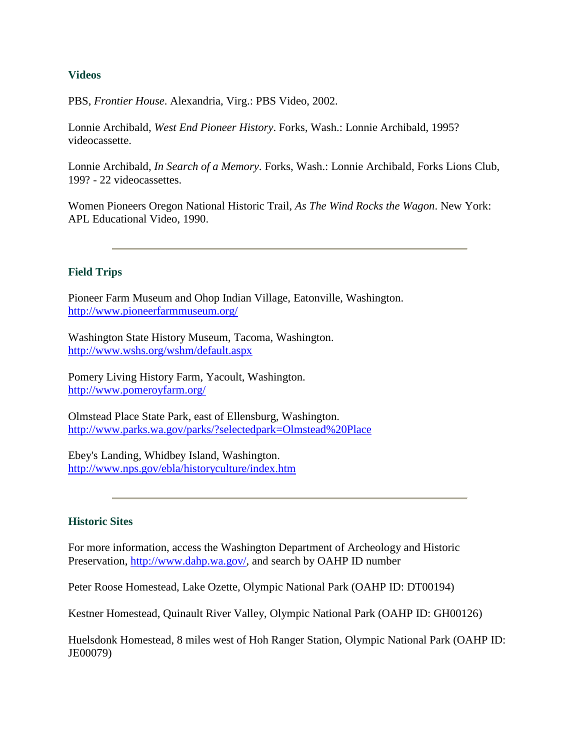### Videos

PBS, *Frontier House*. Alexandria, Virg.: PBS Video, 2002.

Lonnie Archibald, *West End Pioneer History*. Forks, Wash.: Lonnie Archibald, 1995? videocassette.

Lonnie Archibald, *In Search of a Memory*. Forks, Wash.: Lonnie Archibald, Forks Lions Club, 199? - 22 videocassettes.

Women Pioneers Oregon National Historic Trail, *As The Wind Rocks the Wagon*. New York: APL Educational Video, 1990.

---

### Field Trips

Pioneer Farm Museum and Ohop Indian Village, Eatonville, Washington.
http://www.pioneerfarmmuseum.org/

Washington State History Museum, Tacoma, Washington.
http://www.wshs.org/wshm/default.aspx

Pomery Living History Farm, Yacoult, Washington.
http://www.pomeroyfarm.org/

Olmstead Place State Park, east of Ellensburg, Washington.
http://www.parks.wa.gov/parks/?selectedpark=Olmstead%20Place

Ebey's Landing, Whidbey Island, Washington.
http://www.nps.gov/ebla/historyculture/index.htm

---

### Historic Sites

For more information, access the Washington Department of Archeology and Historic Preservation, http://www.dahp.wa.gov/, and search by OAHP ID number

Peter Roose Homestead, Lake Ozette, Olympic National Park (OAHP ID: DT00194)

Kestner Homestead, Quinault River Valley, Olympic National Park (OAHP ID: GH00126)

Huelsdonk Homestead, 8 miles west of Hoh Ranger Station, Olympic National Park (OAHP ID: JE00079)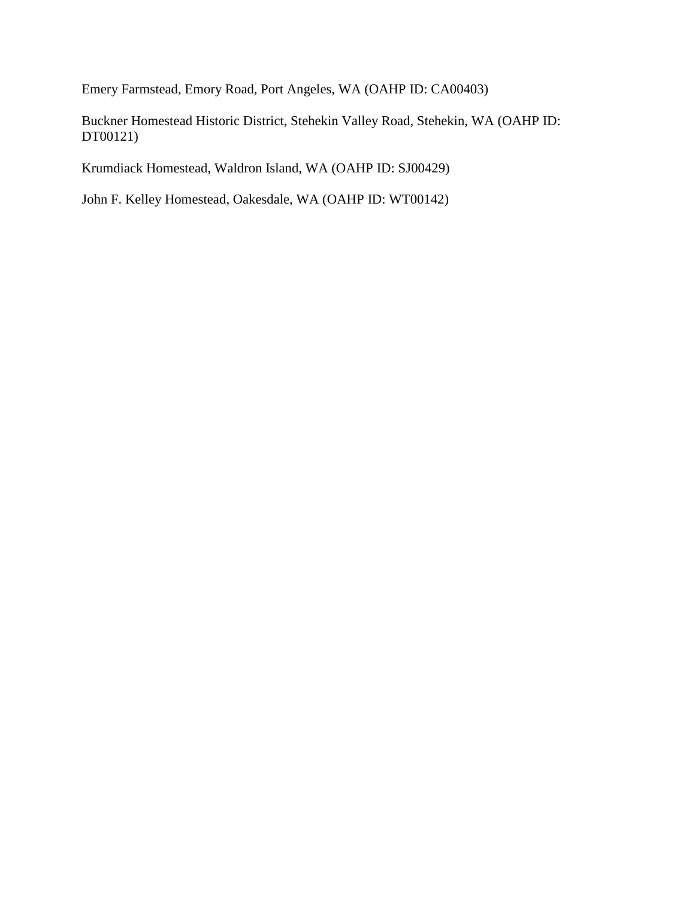Emery Farmstead, Emory Road, Port Angeles, WA (OAHP ID: CA00403)

Buckner Homestead Historic District, Stehekin Valley Road, Stehekin, WA (OAHP ID: DT00121)

Krumdiack Homestead, Waldron Island, WA (OAHP ID: SJ00429)

John F. Kelley Homestead, Oakesdale, WA (OAHP ID: WT00142)